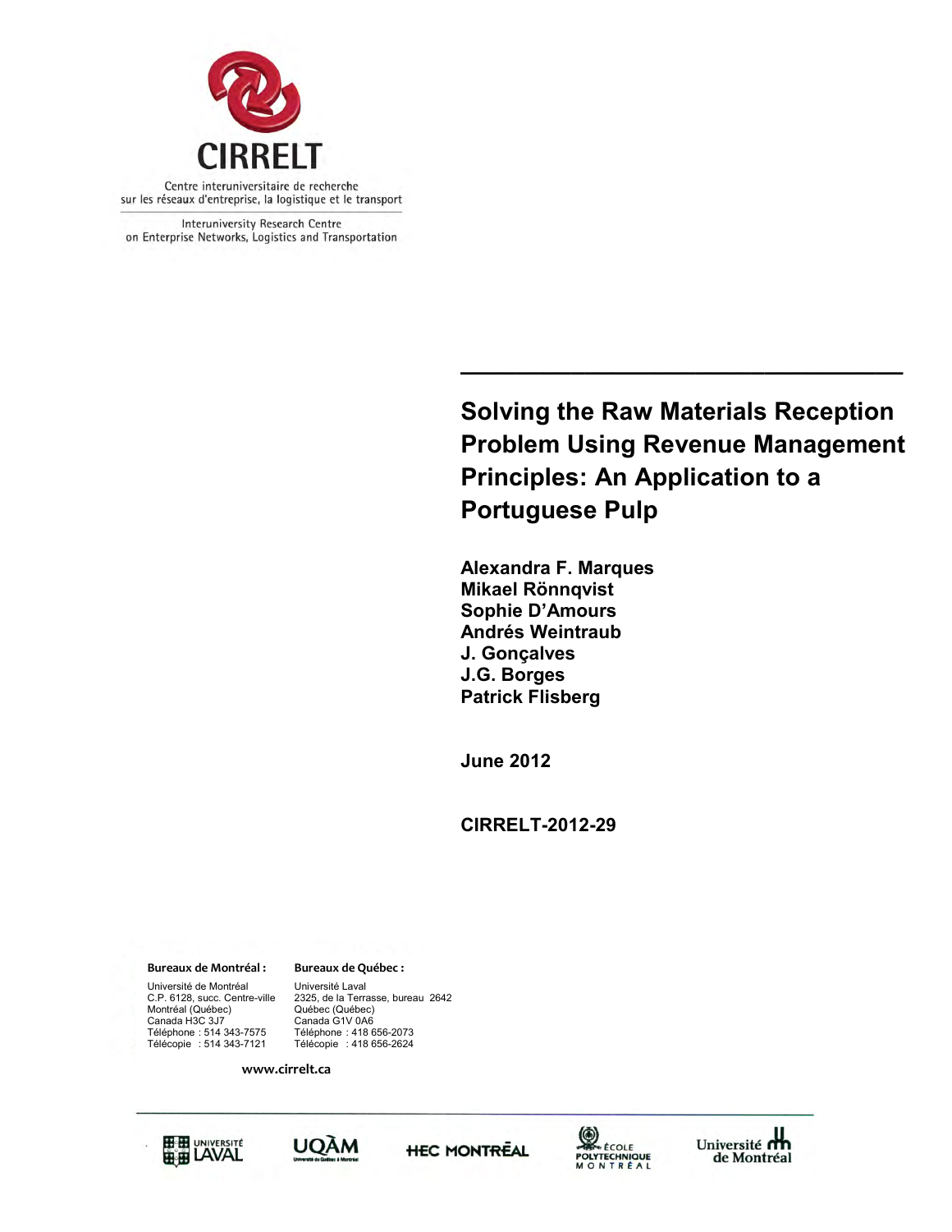CIRRELT

Centre interuniversitaire de recherche sur les réseaux d'entreprise, la logistique et le transport

Interuniversity Research Centre on Enterprise Networks, Logistics and Transportation

# Solving the Raw Materials Reception Problem Using Revenue Management Principles: An Application to a Portuguese Pulp

**Alexandra F. Marques**
**Mikael Rönnqvist**
**Sophie D'Amours**
**Andrés Weintraub**
**J. Gonçalves**
**J.G. Borges**
**Patrick Flisberg**

**June 2012**

**CIRRELT-2012-29**

**Bureaux de Montréal :**
Université de Montréal
C.P. 6128, succ. Centre-ville
Montréal (Québec)
Canada H3C 3J7
Téléphone : 514 343-7575
Télécopie : 514 343-7121

**Bureaux de Québec :**
Université Laval
2325, de la Terrasse, bureau 2642
Québec (Québec)
Canada G1V 0A6
Téléphone : 418 656-2073
Télécopie : 418 656-2624

**www.cirrelt.ca**

Université Laval | UQÀM | HEC Montréal | École Polytechnique Montréal | Université de Montréal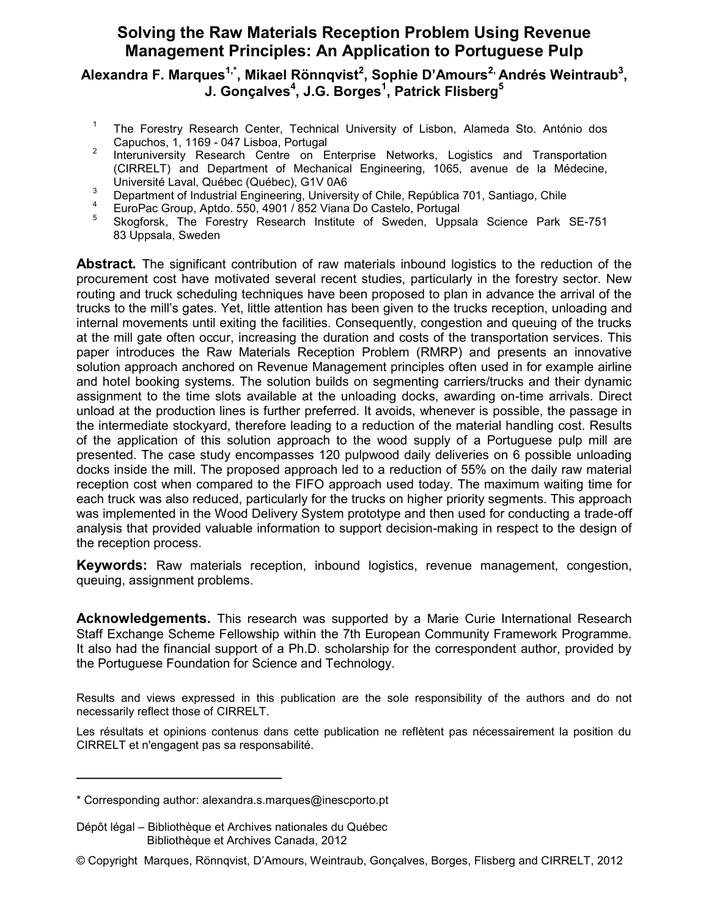# Solving the Raw Materials Reception Problem Using Revenue Management Principles: An Application to Portuguese Pulp

**Alexandra F. Marques[1,*], Mikael Rönnqvist[2], Sophie D'Amours[2], Andrés Weintraub[3], J. Gonçalves[4], J.G. Borges[1], Patrick Flisberg[5]**

1. The Forestry Research Center, Technical University of Lisbon, Alameda Sto. António dos Capuchos, 1, 1169 - 047 Lisboa, Portugal
2. Interuniversity Research Centre on Enterprise Networks, Logistics and Transportation (CIRRELT) and Department of Mechanical Engineering, 1065, avenue de la Médecine, Université Laval, Québec (Québec), G1V 0A6
3. Department of Industrial Engineering, University of Chile, República 701, Santiago, Chile
4. EuroPac Group, Aptdo. 550, 4901 / 852 Viana Do Castelo, Portugal
5. Skogforsk, The Forestry Research Institute of Sweden, Uppsala Science Park SE-751 83 Uppsala, Sweden

**Abstract.** The significant contribution of raw materials inbound logistics to the reduction of the procurement cost have motivated several recent studies, particularly in the forestry sector. New routing and truck scheduling techniques have been proposed to plan in advance the arrival of the trucks to the mill's gates. Yet, little attention has been given to the trucks reception, unloading and internal movements until exiting the facilities. Consequently, congestion and queuing of the trucks at the mill gate often occur, increasing the duration and costs of the transportation services. This paper introduces the Raw Materials Reception Problem (RMRP) and presents an innovative solution approach anchored on Revenue Management principles often used in for example airline and hotel booking systems. The solution builds on segmenting carriers/trucks and their dynamic assignment to the time slots available at the unloading docks, awarding on-time arrivals. Direct unload at the production lines is further preferred. It avoids, whenever is possible, the passage in the intermediate stockyard, therefore leading to a reduction of the material handling cost. Results of the application of this solution approach to the wood supply of a Portuguese pulp mill are presented. The case study encompasses 120 pulpwood daily deliveries on 6 possible unloading docks inside the mill. The proposed approach led to a reduction of 55% on the daily raw material reception cost when compared to the FIFO approach used today. The maximum waiting time for each truck was also reduced, particularly for the trucks on higher priority segments. This approach was implemented in the Wood Delivery System prototype and then used for conducting a trade-off analysis that provided valuable information to support decision-making in respect to the design of the reception process.

**Keywords:** Raw materials reception, inbound logistics, revenue management, congestion, queuing, assignment problems.

**Acknowledgements.** This research was supported by a Marie Curie International Research Staff Exchange Scheme Fellowship within the 7th European Community Framework Programme. It also had the financial support of a Ph.D. scholarship for the correspondent author, provided by the Portuguese Foundation for Science and Technology.

Results and views expressed in this publication are the sole responsibility of the authors and do not necessarily reflect those of CIRRELT.

Les résultats et opinions contenus dans cette publication ne reflètent pas nécessairement la position du CIRRELT et n'engagent pas sa responsabilité.

---

\* Corresponding author: alexandra.s.marques@inescporto.pt

Dépôt légal – Bibliothèque et Archives nationales du Québec
Bibliothèque et Archives Canada, 2012

© Copyright Marques, Rönnqvist, D'Amours, Weintraub, Gonçalves, Borges, Flisberg and CIRRELT, 2012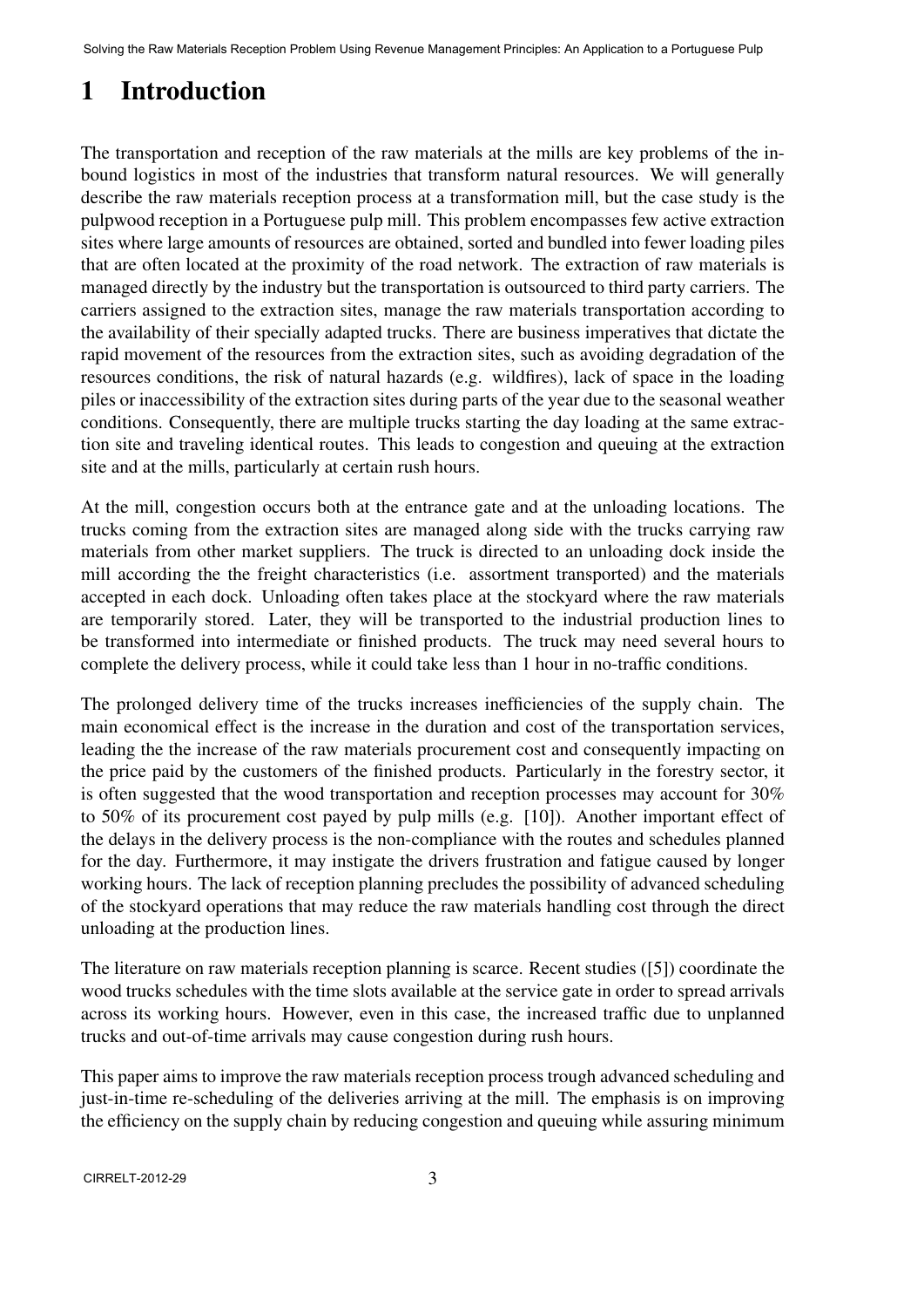# 1 Introduction

The transportation and reception of the raw materials at the mills are key problems of the inbound logistics in most of the industries that transform natural resources. We will generally describe the raw materials reception process at a transformation mill, but the case study is the pulpwood reception in a Portuguese pulp mill. This problem encompasses few active extraction sites where large amounts of resources are obtained, sorted and bundled into fewer loading piles that are often located at the proximity of the road network. The extraction of raw materials is managed directly by the industry but the transportation is outsourced to third party carriers. The carriers assigned to the extraction sites, manage the raw materials transportation according to the availability of their specially adapted trucks. There are business imperatives that dictate the rapid movement of the resources from the extraction sites, such as avoiding degradation of the resources conditions, the risk of natural hazards (e.g. wildfires), lack of space in the loading piles or inaccessibility of the extraction sites during parts of the year due to the seasonal weather conditions. Consequently, there are multiple trucks starting the day loading at the same extraction site and traveling identical routes. This leads to congestion and queuing at the extraction site and at the mills, particularly at certain rush hours.

At the mill, congestion occurs both at the entrance gate and at the unloading locations. The trucks coming from the extraction sites are managed along side with the trucks carrying raw materials from other market suppliers. The truck is directed to an unloading dock inside the mill according the the freight characteristics (i.e. assortment transported) and the materials accepted in each dock. Unloading often takes place at the stockyard where the raw materials are temporarily stored. Later, they will be transported to the industrial production lines to be transformed into intermediate or finished products. The truck may need several hours to complete the delivery process, while it could take less than 1 hour in no-traffic conditions.

The prolonged delivery time of the trucks increases inefficiencies of the supply chain. The main economical effect is the increase in the duration and cost of the transportation services, leading the the increase of the raw materials procurement cost and consequently impacting on the price paid by the customers of the finished products. Particularly in the forestry sector, it is often suggested that the wood transportation and reception processes may account for 30% to 50% of its procurement cost payed by pulp mills (e.g. [10]). Another important effect of the delays in the delivery process is the non-compliance with the routes and schedules planned for the day. Furthermore, it may instigate the drivers frustration and fatigue caused by longer working hours. The lack of reception planning precludes the possibility of advanced scheduling of the stockyard operations that may reduce the raw materials handling cost through the direct unloading at the production lines.

The literature on raw materials reception planning is scarce. Recent studies ([5]) coordinate the wood trucks schedules with the time slots available at the service gate in order to spread arrivals across its working hours. However, even in this case, the increased traffic due to unplanned trucks and out-of-time arrivals may cause congestion during rush hours.

This paper aims to improve the raw materials reception process trough advanced scheduling and just-in-time re-scheduling of the deliveries arriving at the mill. The emphasis is on improving the efficiency on the supply chain by reducing congestion and queuing while assuring minimum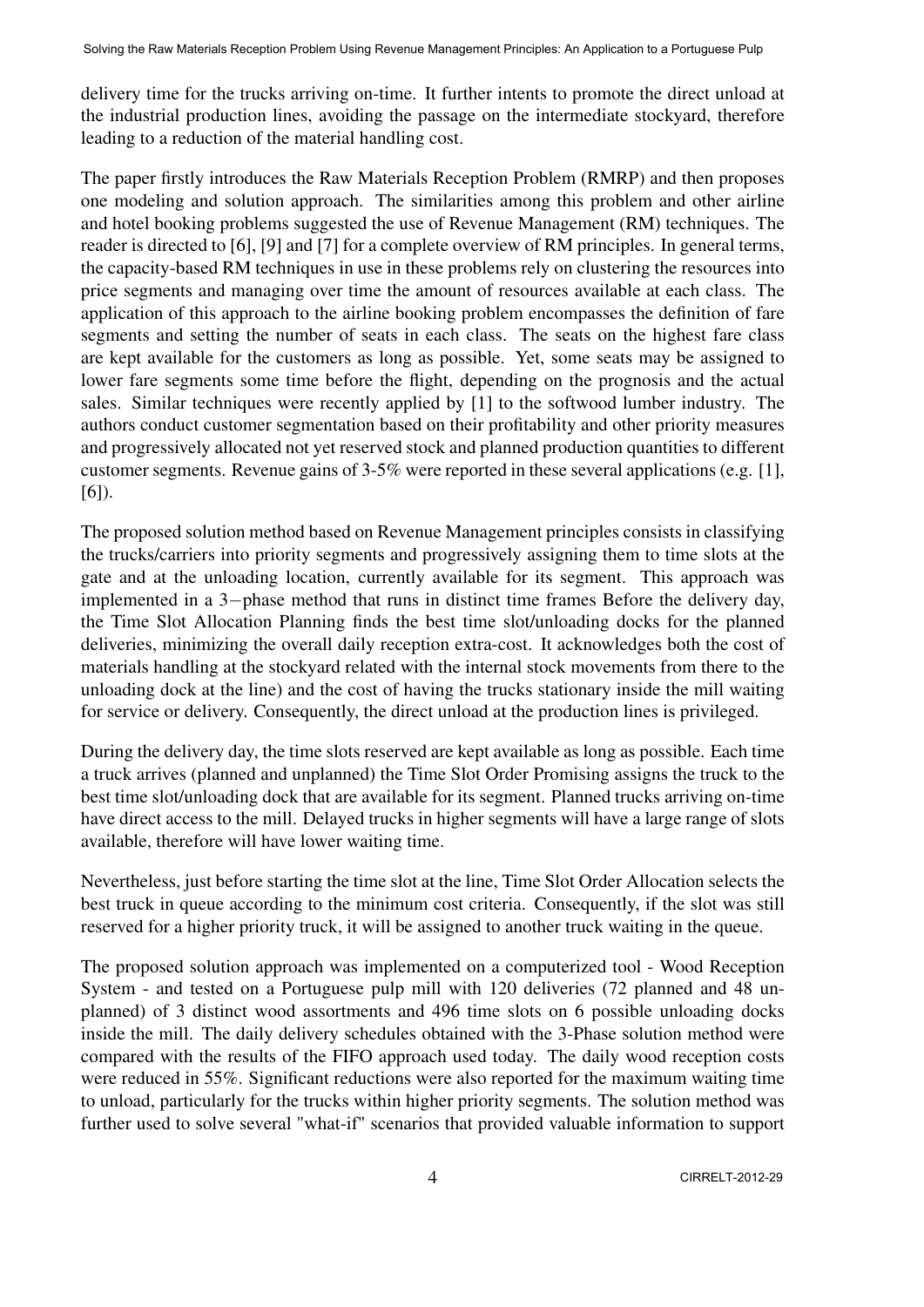delivery time for the trucks arriving on-time. It further intents to promote the direct unload at the industrial production lines, avoiding the passage on the intermediate stockyard, therefore leading to a reduction of the material handling cost.

The paper firstly introduces the Raw Materials Reception Problem (RMRP) and then proposes one modeling and solution approach. The similarities among this problem and other airline and hotel booking problems suggested the use of Revenue Management (RM) techniques. The reader is directed to [6], [9] and [7] for a complete overview of RM principles. In general terms, the capacity-based RM techniques in use in these problems rely on clustering the resources into price segments and managing over time the amount of resources available at each class. The application of this approach to the airline booking problem encompasses the definition of fare segments and setting the number of seats in each class. The seats on the highest fare class are kept available for the customers as long as possible. Yet, some seats may be assigned to lower fare segments some time before the flight, depending on the prognosis and the actual sales. Similar techniques were recently applied by [1] to the softwood lumber industry. The authors conduct customer segmentation based on their profitability and other priority measures and progressively allocated not yet reserved stock and planned production quantities to different customer segments. Revenue gains of 3-5% were reported in these several applications (e.g. [1], [6]).

The proposed solution method based on Revenue Management principles consists in classifying the trucks/carriers into priority segments and progressively assigning them to time slots at the gate and at the unloading location, currently available for its segment. This approach was implemented in a 3−phase method that runs in distinct time frames Before the delivery day, the Time Slot Allocation Planning finds the best time slot/unloading docks for the planned deliveries, minimizing the overall daily reception extra-cost. It acknowledges both the cost of materials handling at the stockyard related with the internal stock movements from there to the unloading dock at the line) and the cost of having the trucks stationary inside the mill waiting for service or delivery. Consequently, the direct unload at the production lines is privileged.

During the delivery day, the time slots reserved are kept available as long as possible. Each time a truck arrives (planned and unplanned) the Time Slot Order Promising assigns the truck to the best time slot/unloading dock that are available for its segment. Planned trucks arriving on-time have direct access to the mill. Delayed trucks in higher segments will have a large range of slots available, therefore will have lower waiting time.

Nevertheless, just before starting the time slot at the line, Time Slot Order Allocation selects the best truck in queue according to the minimum cost criteria. Consequently, if the slot was still reserved for a higher priority truck, it will be assigned to another truck waiting in the queue.

The proposed solution approach was implemented on a computerized tool - Wood Reception System - and tested on a Portuguese pulp mill with 120 deliveries (72 planned and 48 unplanned) of 3 distinct wood assortments and 496 time slots on 6 possible unloading docks inside the mill. The daily delivery schedules obtained with the 3-Phase solution method were compared with the results of the FIFO approach used today. The daily wood reception costs were reduced in 55%. Significant reductions were also reported for the maximum waiting time to unload, particularly for the trucks within higher priority segments. The solution method was further used to solve several "what-if" scenarios that provided valuable information to support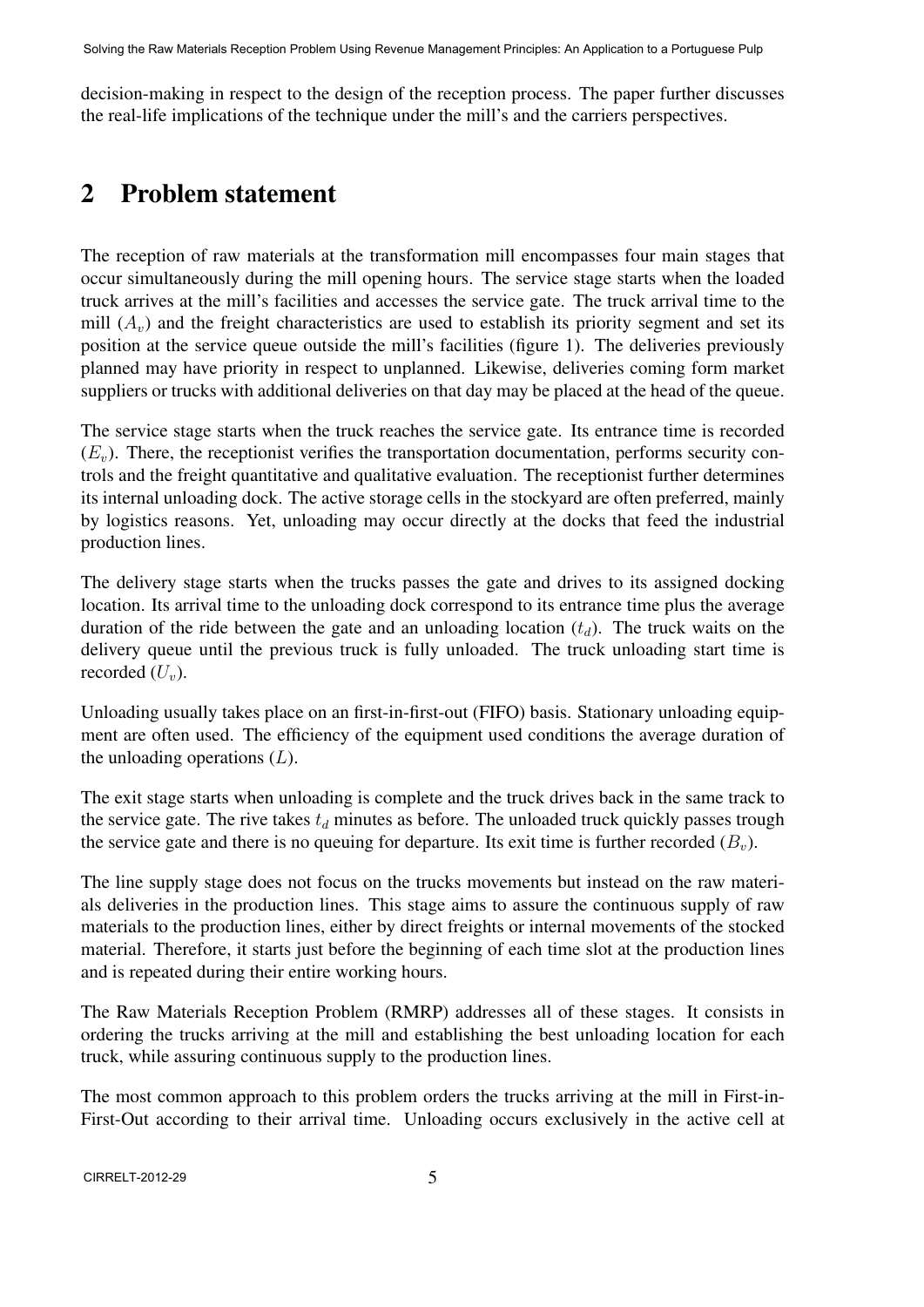decision-making in respect to the design of the reception process. The paper further discusses the real-life implications of the technique under the mill's and the carriers perspectives.

## 2 Problem statement

The reception of raw materials at the transformation mill encompasses four main stages that occur simultaneously during the mill opening hours. The service stage starts when the loaded truck arrives at the mill's facilities and accesses the service gate. The truck arrival time to the mill ($A_v$) and the freight characteristics are used to establish its priority segment and set its position at the service queue outside the mill's facilities (figure 1). The deliveries previously planned may have priority in respect to unplanned. Likewise, deliveries coming form market suppliers or trucks with additional deliveries on that day may be placed at the head of the queue.

The service stage starts when the truck reaches the service gate. Its entrance time is recorded ($E_v$). There, the receptionist verifies the transportation documentation, performs security controls and the freight quantitative and qualitative evaluation. The receptionist further determines its internal unloading dock. The active storage cells in the stockyard are often preferred, mainly by logistics reasons. Yet, unloading may occur directly at the docks that feed the industrial production lines.

The delivery stage starts when the trucks passes the gate and drives to its assigned docking location. Its arrival time to the unloading dock correspond to its entrance time plus the average duration of the ride between the gate and an unloading location ($t_d$). The truck waits on the delivery queue until the previous truck is fully unloaded. The truck unloading start time is recorded ($U_v$).

Unloading usually takes place on an first-in-first-out (FIFO) basis. Stationary unloading equipment are often used. The efficiency of the equipment used conditions the average duration of the unloading operations ($L$).

The exit stage starts when unloading is complete and the truck drives back in the same track to the service gate. The rive takes $t_d$ minutes as before. The unloaded truck quickly passes trough the service gate and there is no queuing for departure. Its exit time is further recorded ($B_v$).

The line supply stage does not focus on the trucks movements but instead on the raw materials deliveries in the production lines. This stage aims to assure the continuous supply of raw materials to the production lines, either by direct freights or internal movements of the stocked material. Therefore, it starts just before the beginning of each time slot at the production lines and is repeated during their entire working hours.

The Raw Materials Reception Problem (RMRP) addresses all of these stages. It consists in ordering the trucks arriving at the mill and establishing the best unloading location for each truck, while assuring continuous supply to the production lines.

The most common approach to this problem orders the trucks arriving at the mill in First-in-First-Out according to their arrival time. Unloading occurs exclusively in the active cell at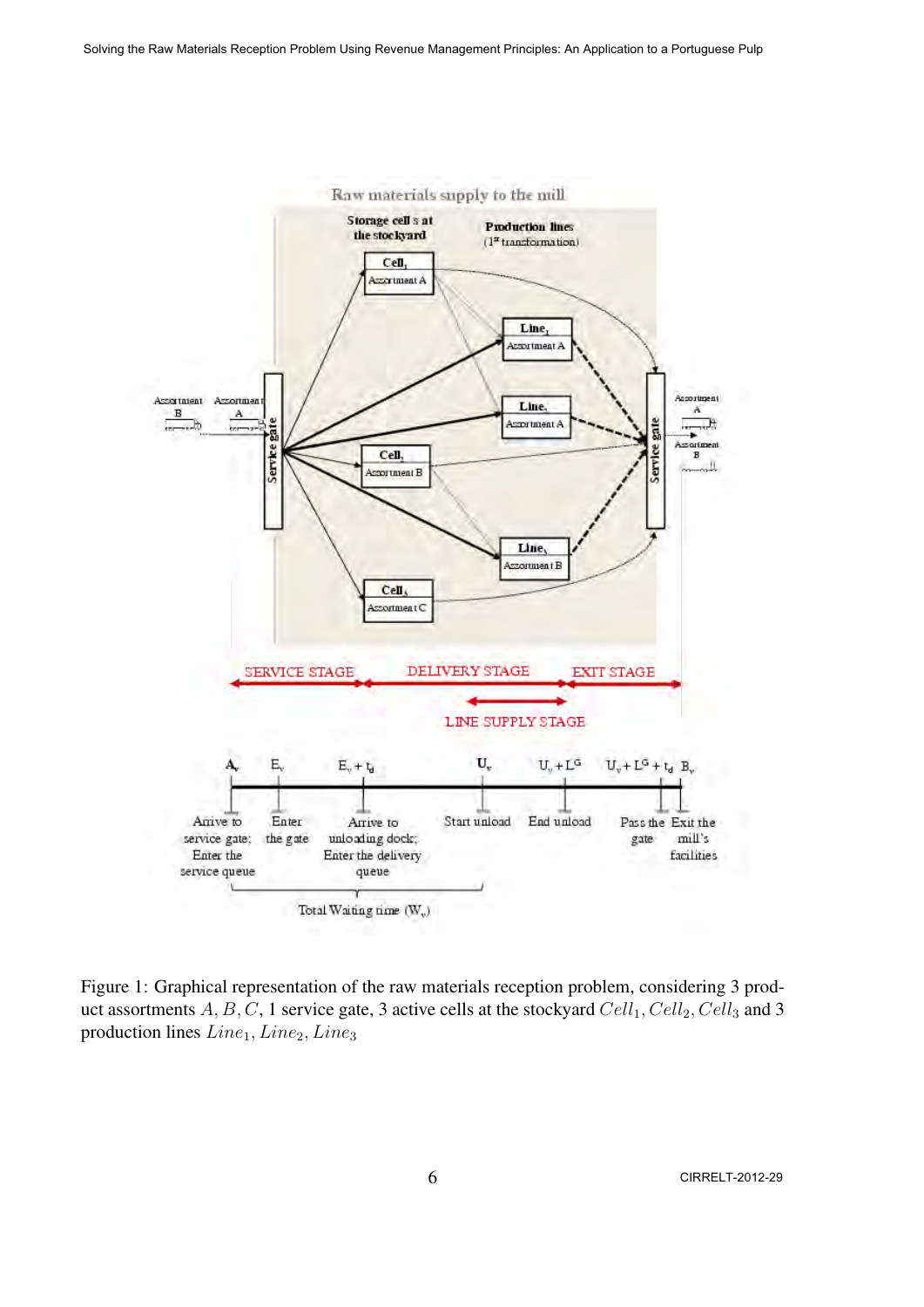Figure 1: Graphical representation of the raw materials reception problem, considering 3 product assortments $A, B, C$, 1 service gate, 3 active cells at the stockyard $Cell_1, Cell_2, Cell_3$ and 3 production lines $Line_1, Line_2, Line_3$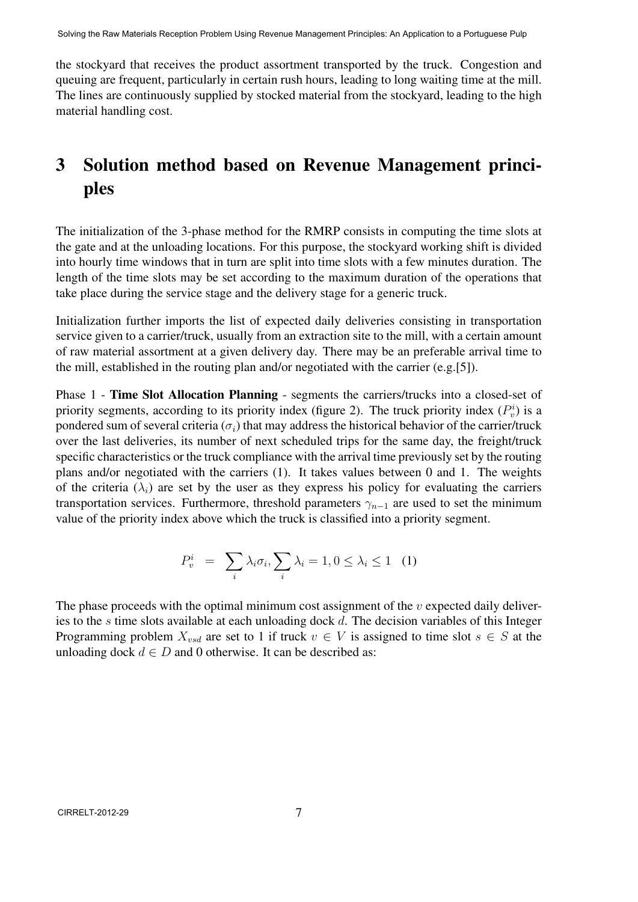the stockyard that receives the product assortment transported by the truck. Congestion and queuing are frequent, particularly in certain rush hours, leading to long waiting time at the mill. The lines are continuously supplied by stocked material from the stockyard, leading to the high material handling cost.

# 3 Solution method based on Revenue Management principles

The initialization of the 3-phase method for the RMRP consists in computing the time slots at the gate and at the unloading locations. For this purpose, the stockyard working shift is divided into hourly time windows that in turn are split into time slots with a few minutes duration. The length of the time slots may be set according to the maximum duration of the operations that take place during the service stage and the delivery stage for a generic truck.

Initialization further imports the list of expected daily deliveries consisting in transportation service given to a carrier/truck, usually from an extraction site to the mill, with a certain amount of raw material assortment at a given delivery day. There may be an preferable arrival time to the mill, established in the routing plan and/or negotiated with the carrier (e.g.[5]).

Phase 1 - **Time Slot Allocation Planning** - segments the carriers/trucks into a closed-set of priority segments, according to its priority index (figure 2). The truck priority index ($P_v^i$) is a pondered sum of several criteria ($\sigma_i$) that may address the historical behavior of the carrier/truck over the last deliveries, its number of next scheduled trips for the same day, the freight/truck specific characteristics or the truck compliance with the arrival time previously set by the routing plans and/or negotiated with the carriers (1). It takes values between 0 and 1. The weights of the criteria ($\lambda_i$) are set by the user as they express his policy for evaluating the carriers transportation services. Furthermore, threshold parameters $\gamma_{n-1}$ are used to set the minimum value of the priority index above which the truck is classified into a priority segment.

$$P_v^i \;=\; \sum_i \lambda_i \sigma_i, \sum_i \lambda_i = 1, 0 \leq \lambda_i \leq 1 \quad (1)$$

The phase proceeds with the optimal minimum cost assignment of the $v$ expected daily deliveries to the $s$ time slots available at each unloading dock $d$. The decision variables of this Integer Programming problem $X_{vsd}$ are set to 1 if truck $v \in V$ is assigned to time slot $s \in S$ at the unloading dock $d \in D$ and 0 otherwise. It can be described as: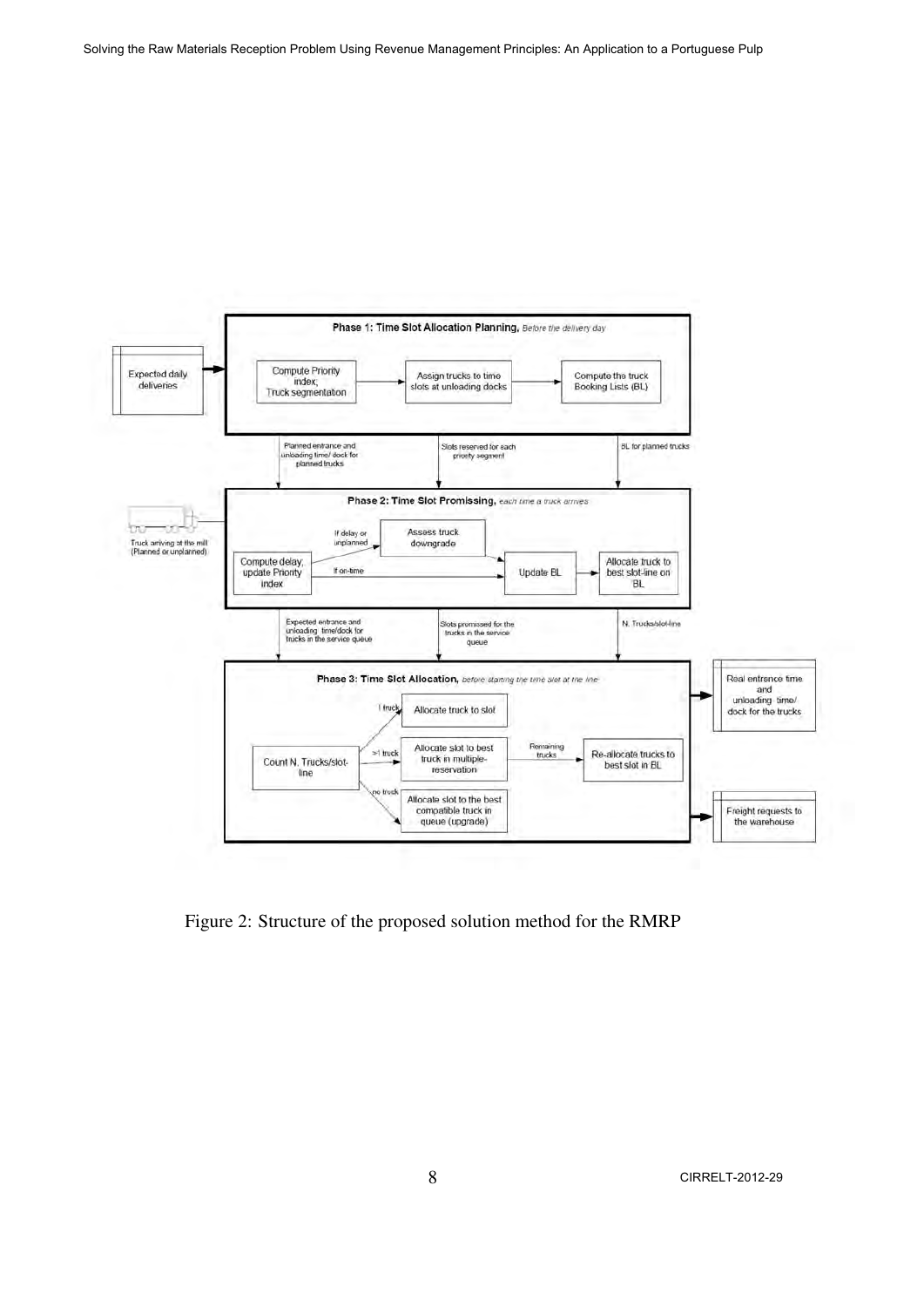Phase 1: Time Slot Allocation Planning, *Before the delivery day*

- Expected daily deliveries → Compute Priority index, Truck segmentation → Assign trucks to time slots at unloading docks → Compute the truck Booking Lists (BL)

Outputs to Phase 2: Planned entrance and unloading time/ dock for planned trucks; Slots reserved for each priority segment; BL for planned trucks

Phase 2: Time Slot Promissing, *each time a truck arrives*

- Truck arriving at the mill (Planned or unplanned) → Compute delay, update Priority index
- If delay or unplanned → Assess truck downgrade → Update BL
- If on-time → Update BL
- Update BL → Allocate truck to best slot-line on BL

Outputs to Phase 3: Expected entrance and unloading time/dock for trucks in the service queue; Slots promissed for the trucks in the service queue; N. Trucks/slot-line

Phase 3: Time Slot Allocation, *before starting the time slot at the line*

- Count N. Trucks/slot-line
  - 1 truck → Allocate truck to slot
  - >1 truck → Allocate slot to best truck in multiple-reservation → Remaining trucks → Re-allocate trucks to best slot in BL
  - no truck → Allocate slot to the best compatible truck in queue (upgrade)

Outputs: Real entrance time and unloading time/ dock for the trucks; Freight requests to the warehouse

Figure 2: Structure of the proposed solution method for the RMRP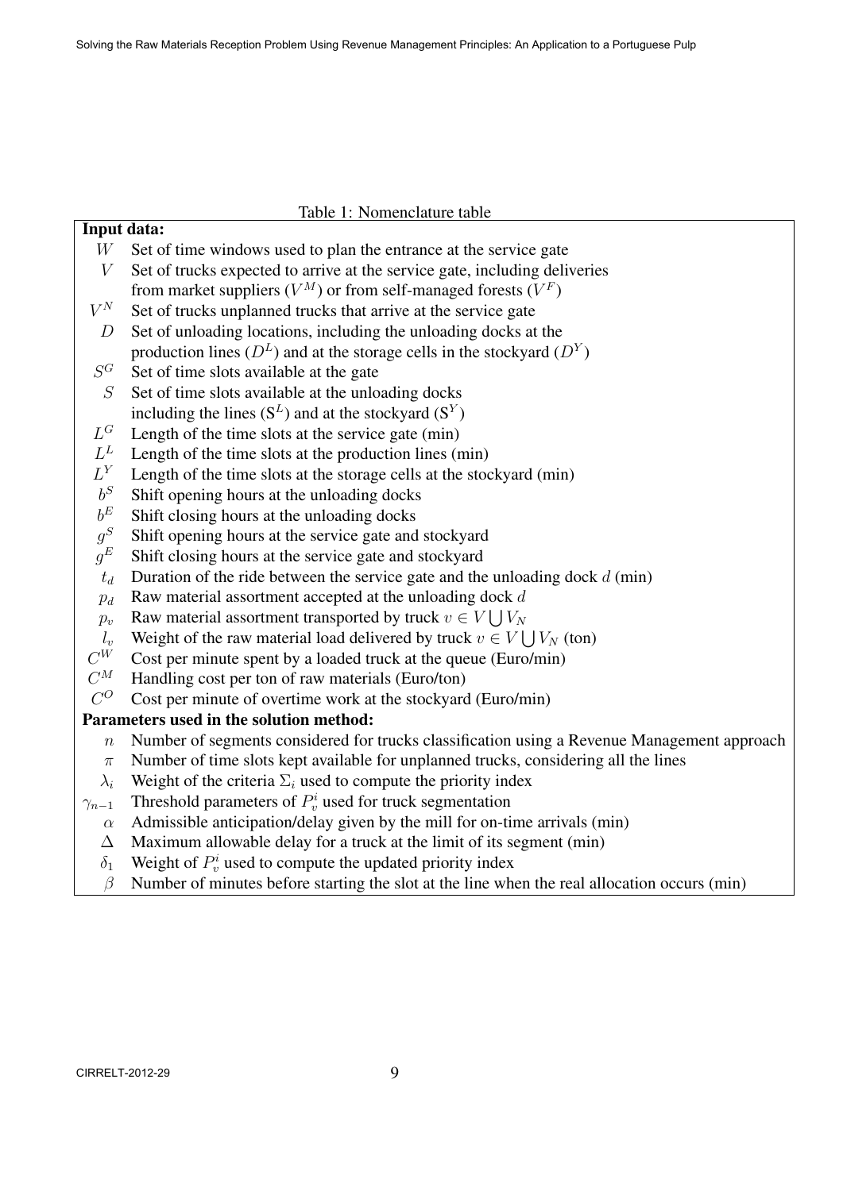Table 1: Nomenclature table

| | |
|---|---|
| **Input data:** | |
| $W$ | Set of time windows used to plan the entrance at the service gate |
| $V$ | Set of trucks expected to arrive at the service gate, including deliveries from market suppliers ($V^M$) or from self-managed forests ($V^F$) |
| $V^N$ | Set of trucks unplanned trucks that arrive at the service gate |
| $D$ | Set of unloading locations, including the unloading docks at the production lines ($D^L$) and at the storage cells in the stockyard ($D^Y$) |
| $S^G$ | Set of time slots available at the gate |
| $S$ | Set of time slots available at the unloading docks including the lines ($S^L$) and at the stockyard ($S^Y$) |
| $L^G$ | Length of the time slots at the service gate (min) |
| $L^L$ | Length of the time slots at the production lines (min) |
| $L^Y$ | Length of the time slots at the storage cells at the stockyard (min) |
| $b^S$ | Shift opening hours at the unloading docks |
| $b^E$ | Shift closing hours at the unloading docks |
| $g^S$ | Shift opening hours at the service gate and stockyard |
| $g^E$ | Shift closing hours at the service gate and stockyard |
| $t_d$ | Duration of the ride between the service gate and the unloading dock $d$ (min) |
| $p_d$ | Raw material assortment accepted at the unloading dock $d$ |
| $p_v$ | Raw material assortment transported by truck $v \in V \bigcup V_N$ |
| $l_v$ | Weight of the raw material load delivered by truck $v \in V \bigcup V_N$ (ton) |
| $C^W$ | Cost per minute spent by a loaded truck at the queue (Euro/min) |
| $C^M$ | Handling cost per ton of raw materials (Euro/ton) |
| $C^O$ | Cost per minute of overtime work at the stockyard (Euro/min) |
| **Parameters used in the solution method:** | |
| $n$ | Number of segments considered for trucks classification using a Revenue Management approach |
| $\pi$ | Number of time slots kept available for unplanned trucks, considering all the lines |
| $\lambda_i$ | Weight of the criteria $\Sigma_i$ used to compute the priority index |
| $\gamma_{n-1}$ | Threshold parameters of $P_v^i$ used for truck segmentation |
| $\alpha$ | Admissible anticipation/delay given by the mill for on-time arrivals (min) |
| $\Delta$ | Maximum allowable delay for a truck at the limit of its segment (min) |
| $\delta_1$ | Weight of $P_v^i$ used to compute the updated priority index |
| $\beta$ | Number of minutes before starting the slot at the line when the real allocation occurs (min) |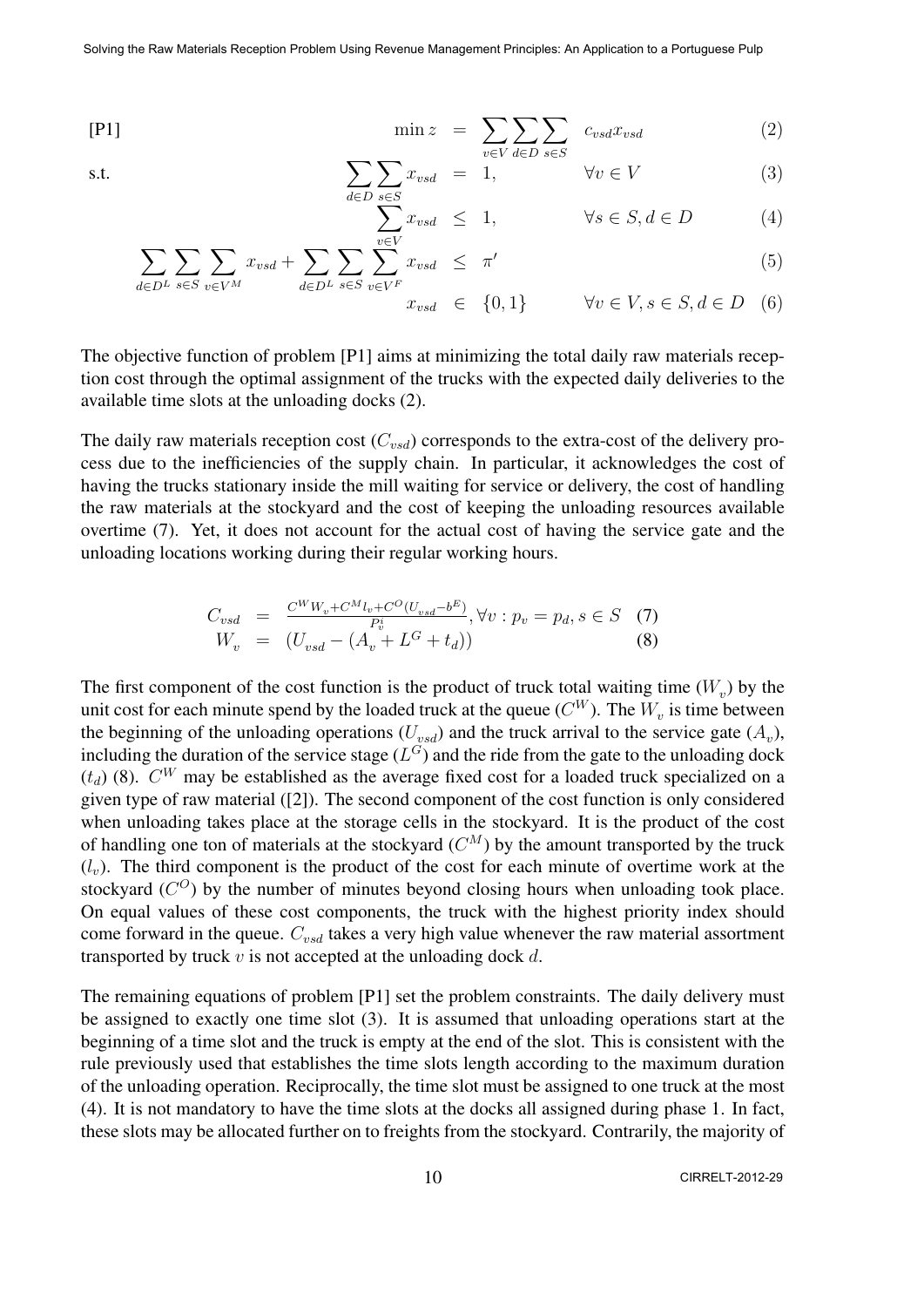[P1]

$$\min z = \sum_{v \in V} \sum_{d \in D} \sum_{s \in S} c_{vsd} x_{vsd} \tag{2}$$

s.t.

$$\sum_{d \in D} \sum_{s \in S} x_{vsd} = 1, \qquad \forall v \in V \tag{3}$$

$$\sum_{v \in V} x_{vsd} \leq 1, \qquad \forall s \in S, d \in D \tag{4}$$

$$\sum_{d \in D^L} \sum_{s \in S} \sum_{v \in V^M} x_{vsd} + \sum_{d \in D^L} \sum_{s \in S} \sum_{v \in V^F} x_{vsd} \leq \pi' \tag{5}$$

$$x_{vsd} \in \{0,1\} \qquad \forall v \in V, s \in S, d \in D \tag{6}$$

The objective function of problem [P1] aims at minimizing the total daily raw materials reception cost through the optimal assignment of the trucks with the expected daily deliveries to the available time slots at the unloading docks (2).

The daily raw materials reception cost ($C_{vsd}$) corresponds to the extra-cost of the delivery process due to the inefficiencies of the supply chain. In particular, it acknowledges the cost of having the trucks stationary inside the mill waiting for service or delivery, the cost of handling the raw materials at the stockyard and the cost of keeping the unloading resources available overtime (7). Yet, it does not account for the actual cost of having the service gate and the unloading locations working during their regular working hours.

$$C_{vsd} = \frac{C^W W_v + C^M l_v + C^O (U_{vsd} - b^E)}{P_v^i}, \forall v : p_v = p_d, s \in S \tag{7}$$

$$W_v = (U_{vsd} - (A_v + L^G + t_d)) \tag{8}$$

The first component of the cost function is the product of truck total waiting time ($W_v$) by the unit cost for each minute spend by the loaded truck at the queue ($C^W$). The $W_v$ is time between the beginning of the unloading operations ($U_{vsd}$) and the truck arrival to the service gate ($A_v$), including the duration of the service stage ($L^G$) and the ride from the gate to the unloading dock ($t_d$) (8). $C^W$ may be established as the average fixed cost for a loaded truck specialized on a given type of raw material ([2]). The second component of the cost function is only considered when unloading takes place at the storage cells in the stockyard. It is the product of the cost of handling one ton of materials at the stockyard ($C^M$) by the amount transported by the truck ($l_v$). The third component is the product of the cost for each minute of overtime work at the stockyard ($C^O$) by the number of minutes beyond closing hours when unloading took place. On equal values of these cost components, the truck with the highest priority index should come forward in the queue. $C_{vsd}$ takes a very high value whenever the raw material assortment transported by truck $v$ is not accepted at the unloading dock $d$.

The remaining equations of problem [P1] set the problem constraints. The daily delivery must be assigned to exactly one time slot (3). It is assumed that unloading operations start at the beginning of a time slot and the truck is empty at the end of the slot. This is consistent with the rule previously used that establishes the time slots length according to the maximum duration of the unloading operation. Reciprocally, the time slot must be assigned to one truck at the most (4). It is not mandatory to have the time slots at the docks all assigned during phase 1. In fact, these slots may be allocated further on to freights from the stockyard. Contrarily, the majority of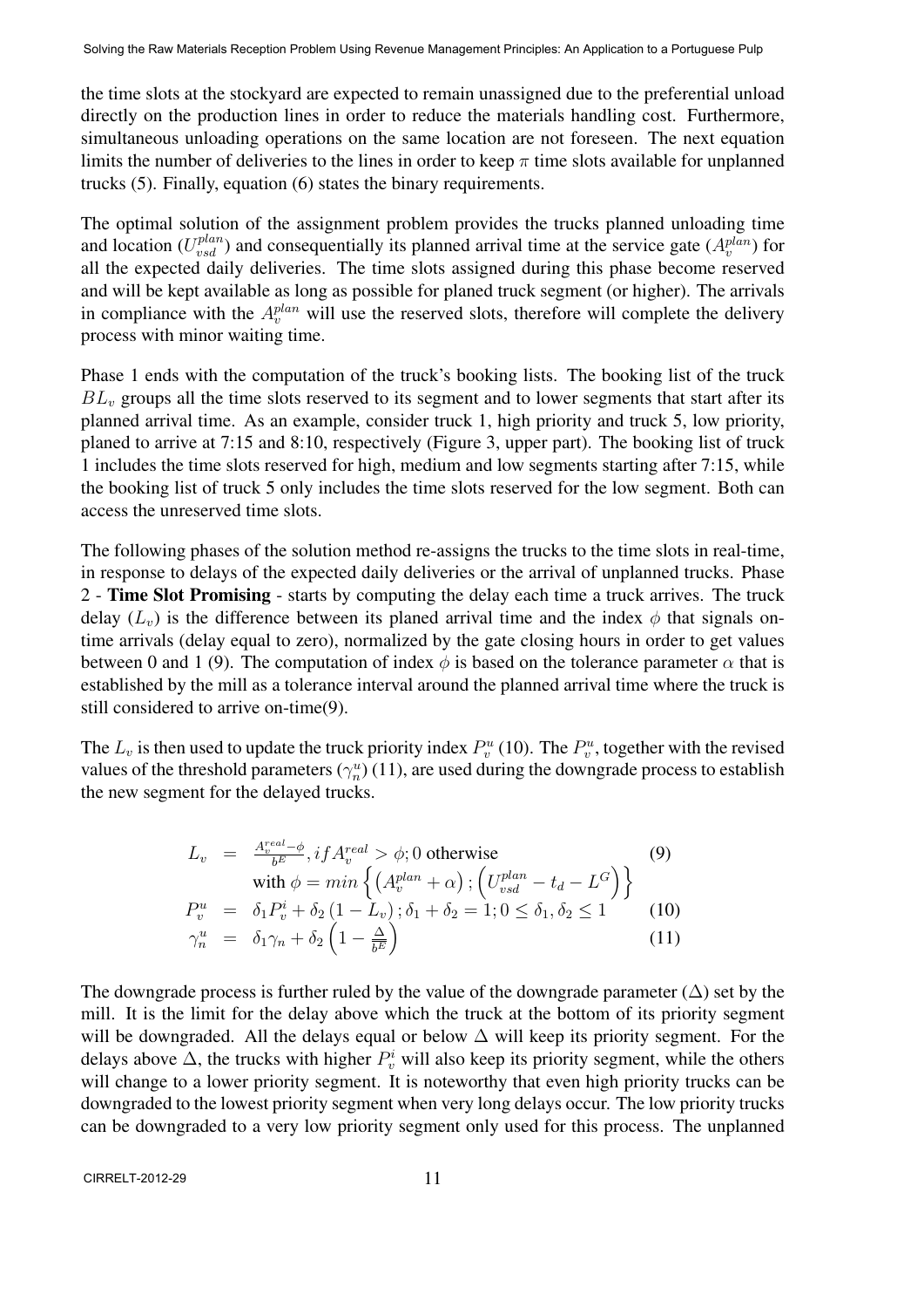the time slots at the stockyard are expected to remain unassigned due to the preferential unload directly on the production lines in order to reduce the materials handling cost. Furthermore, simultaneous unloading operations on the same location are not foreseen. The next equation limits the number of deliveries to the lines in order to keep $\pi$ time slots available for unplanned trucks (5). Finally, equation (6) states the binary requirements.

The optimal solution of the assignment problem provides the trucks planned unloading time and location ($U_{vsd}^{plan}$) and consequentially its planned arrival time at the service gate ($A_v^{plan}$) for all the expected daily deliveries. The time slots assigned during this phase become reserved and will be kept available as long as possible for planed truck segment (or higher). The arrivals in compliance with the $A_v^{plan}$ will use the reserved slots, therefore will complete the delivery process with minor waiting time.

Phase 1 ends with the computation of the truck's booking lists. The booking list of the truck $BL_v$ groups all the time slots reserved to its segment and to lower segments that start after its planned arrival time. As an example, consider truck 1, high priority and truck 5, low priority, planed to arrive at 7:15 and 8:10, respectively (Figure 3, upper part). The booking list of truck 1 includes the time slots reserved for high, medium and low segments starting after 7:15, while the booking list of truck 5 only includes the time slots reserved for the low segment. Both can access the unreserved time slots.

The following phases of the solution method re-assigns the trucks to the time slots in real-time, in response to delays of the expected daily deliveries or the arrival of unplanned trucks. Phase 2 - **Time Slot Promising** - starts by computing the delay each time a truck arrives. The truck delay ($L_v$) is the difference between its planed arrival time and the index $\phi$ that signals on-time arrivals (delay equal to zero), normalized by the gate closing hours in order to get values between 0 and 1 (9). The computation of index $\phi$ is based on the tolerance parameter $\alpha$ that is established by the mill as a tolerance interval around the planned arrival time where the truck is still considered to arrive on-time(9).

The $L_v$ is then used to update the truck priority index $P_v^u$ (10). The $P_v^u$, together with the revised values of the threshold parameters ($\gamma_n^u$) (11), are used during the downgrade process to establish the new segment for the delayed trucks.

$$
\begin{aligned}
L_v &= \tfrac{A_v^{real}-\phi}{b^E}, if A_v^{real} > \phi; 0 \text{ otherwise} && (9)\\
&\quad \text{with } \phi = min\left\{\left(A_v^{plan}+\alpha\right);\left(U_{vsd}^{plan}-t_d-L^G\right)\right\} \\
P_v^u &= \delta_1 P_v^i + \delta_2\left(1-L_v\right); \delta_1+\delta_2=1; 0 \leq \delta_1,\delta_2 \leq 1 && (10)\\
\gamma_n^u &= \delta_1\gamma_n + \delta_2\left(1-\tfrac{\Delta}{b^E}\right) && (11)
\end{aligned}
$$

The downgrade process is further ruled by the value of the downgrade parameter ($\Delta$) set by the mill. It is the limit for the delay above which the truck at the bottom of its priority segment will be downgraded. All the delays equal or below $\Delta$ will keep its priority segment. For the delays above $\Delta$, the trucks with higher $P_v^i$ will also keep its priority segment, while the others will change to a lower priority segment. It is noteworthy that even high priority trucks can be downgraded to the lowest priority segment when very long delays occur. The low priority trucks can be downgraded to a very low priority segment only used for this process. The unplanned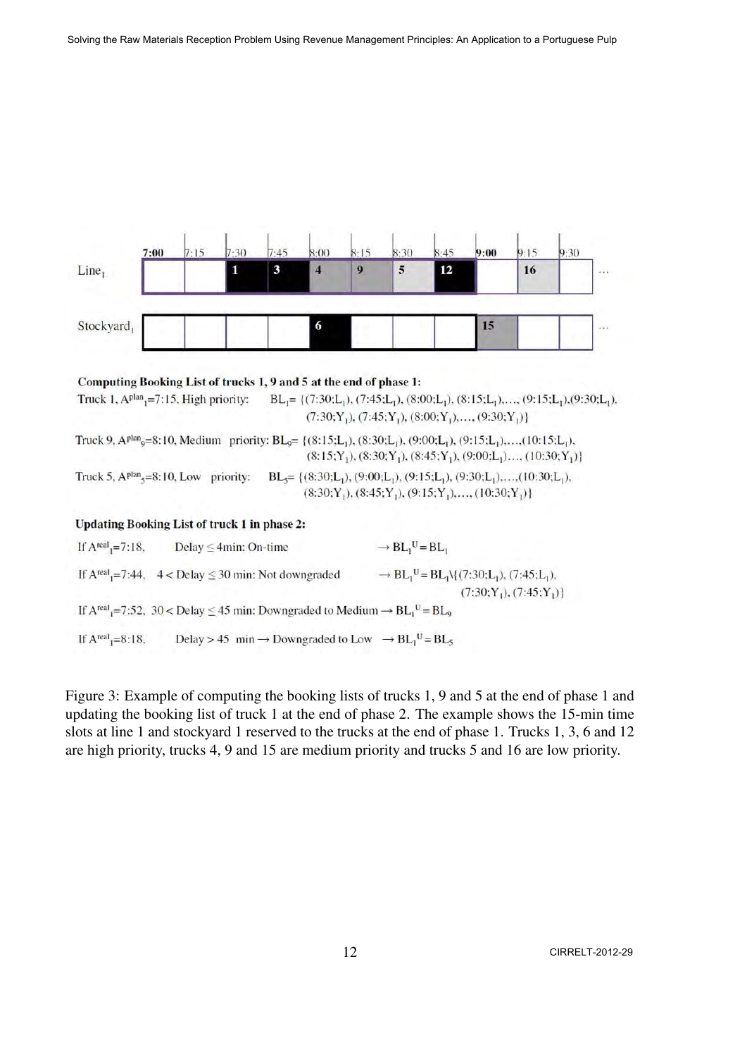| | 7:00 | 7:15 | 7:30 | 7:45 | 8:00 | 8:15 | 8:30 | 8:45 | 9:00 | 9:15 | 9:30 | |
|---|---|---|---|---|---|---|---|---|---|---|---|---|
| $Line_1$ | | | 1 | 3 | 4 | 9 | 5 | 12 | | 16 | | ... |
| $Stockyard_1$ | | | | | 6 | | | | 15 | | | ... |

**Computing Booking List of trucks 1, 9 and 5 at the end of phase 1:**

Truck 1, $A^{plan}_1$=7:15, High priority: $BL_1$= {(7:30;$L_1$), (7:45;$L_1$), (8:00;$L_1$), (8:15;$L_1$),..., (9:15;$L_1$),(9:30;$L_1$), (7:30;$Y_1$), (7:45;$Y_1$), (8:00;$Y_1$),..., (9:30;$Y_1$)}

Truck 9, $A^{plan}_9$=8:10, Medium priority: $BL_9$= {(8:15;$L_1$), (8:30;$L_1$), (9:00;$L_1$), (9:15;$L_1$),...,(10:15;$L_1$), (8:15;$Y_1$), (8:30;$Y_1$), (8:45;$Y_1$), (9:00;$L_1$)..., (10:30;$Y_1$)}

Truck 5, $A^{plan}_5$=8:10, Low priority: $BL_5$= {(8:30;$L_1$), (9:00;$L_1$), (9:15;$L_1$), (9:30;$L_1$),...,(10:30;$L_1$), (8:30;$Y_1$), (8:45;$Y_1$), (9:15;$Y_1$),..., (10:30;$Y_1$)}

**Updating Booking List of truck 1 in phase 2:**

If $A^{real}_1$=7:18, Delay ≤ 4min: On-time → $BL_1^U = BL_1$

If $A^{real}_1$=7:44, 4 < Delay ≤ 30 min: Not downgraded → $BL_1^U = BL_1$\{(7:30;$L_1$), (7:45;$L_1$), (7:30;$Y_1$), (7:45;$Y_1$)}

If $A^{real}_1$=7:52, 30 < Delay ≤ 45 min: Downgraded to Medium → $BL_1^U = BL_9$

If $A^{real}_1$=8:18, Delay > 45 min → Downgraded to Low → $BL_1^U = BL_5$

Figure 3: Example of computing the booking lists of trucks 1, 9 and 5 at the end of phase 1 and updating the booking list of truck 1 at the end of phase 2. The example shows the 15-min time slots at line 1 and stockyard 1 reserved to the trucks at the end of phase 1. Trucks 1, 3, 6 and 12 are high priority, trucks 4, 9 and 15 are medium priority and trucks 5 and 16 are low priority.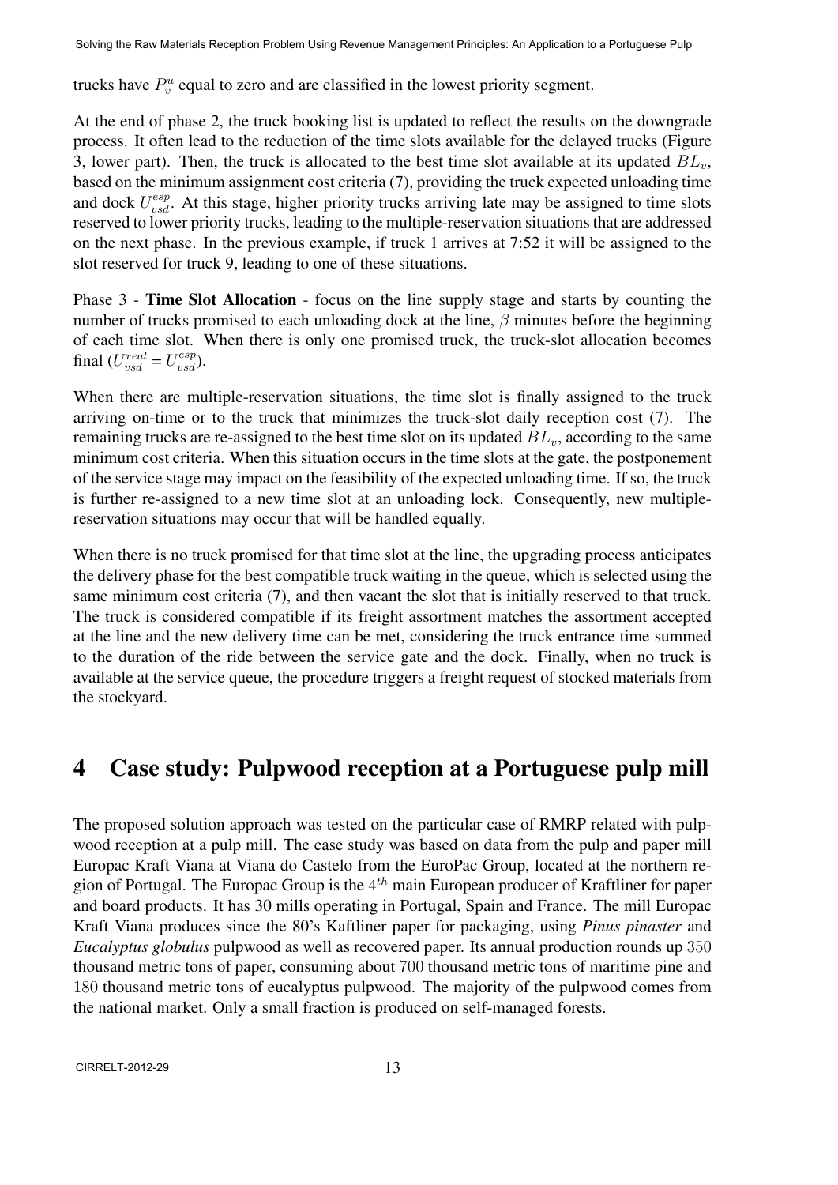trucks have $P_v^u$ equal to zero and are classified in the lowest priority segment.

At the end of phase 2, the truck booking list is updated to reflect the results on the downgrade process. It often lead to the reduction of the time slots available for the delayed trucks (Figure 3, lower part). Then, the truck is allocated to the best time slot available at its updated $BL_v$, based on the minimum assignment cost criteria (7), providing the truck expected unloading time and dock $U_{vsd}^{esp}$. At this stage, higher priority trucks arriving late may be assigned to time slots reserved to lower priority trucks, leading to the multiple-reservation situations that are addressed on the next phase. In the previous example, if truck 1 arrives at 7:52 it will be assigned to the slot reserved for truck 9, leading to one of these situations.

Phase 3 - **Time Slot Allocation** - focus on the line supply stage and starts by counting the number of trucks promised to each unloading dock at the line, $\beta$ minutes before the beginning of each time slot. When there is only one promised truck, the truck-slot allocation becomes final ($U_{vsd}^{real} = U_{vsd}^{esp}$).

When there are multiple-reservation situations, the time slot is finally assigned to the truck arriving on-time or to the truck that minimizes the truck-slot daily reception cost (7). The remaining trucks are re-assigned to the best time slot on its updated $BL_v$, according to the same minimum cost criteria. When this situation occurs in the time slots at the gate, the postponement of the service stage may impact on the feasibility of the expected unloading time. If so, the truck is further re-assigned to a new time slot at an unloading lock. Consequently, new multiple-reservation situations may occur that will be handled equally.

When there is no truck promised for that time slot at the line, the upgrading process anticipates the delivery phase for the best compatible truck waiting in the queue, which is selected using the same minimum cost criteria (7), and then vacant the slot that is initially reserved to that truck. The truck is considered compatible if its freight assortment matches the assortment accepted at the line and the new delivery time can be met, considering the truck entrance time summed to the duration of the ride between the service gate and the dock. Finally, when no truck is available at the service queue, the procedure triggers a freight request of stocked materials from the stockyard.

# 4 Case study: Pulpwood reception at a Portuguese pulp mill

The proposed solution approach was tested on the particular case of RMRP related with pulpwood reception at a pulp mill. The case study was based on data from the pulp and paper mill Europac Kraft Viana at Viana do Castelo from the EuroPac Group, located at the northern region of Portugal. The Europac Group is the $4^{th}$ main European producer of Kraftliner for paper and board products. It has 30 mills operating in Portugal, Spain and France. The mill Europac Kraft Viana produces since the 80's Kaftliner paper for packaging, using *Pinus pinaster* and *Eucalyptus globulus* pulpwood as well as recovered paper. Its annual production rounds up 350 thousand metric tons of paper, consuming about 700 thousand metric tons of maritime pine and 180 thousand metric tons of eucalyptus pulpwood. The majority of the pulpwood comes from the national market. Only a small fraction is produced on self-managed forests.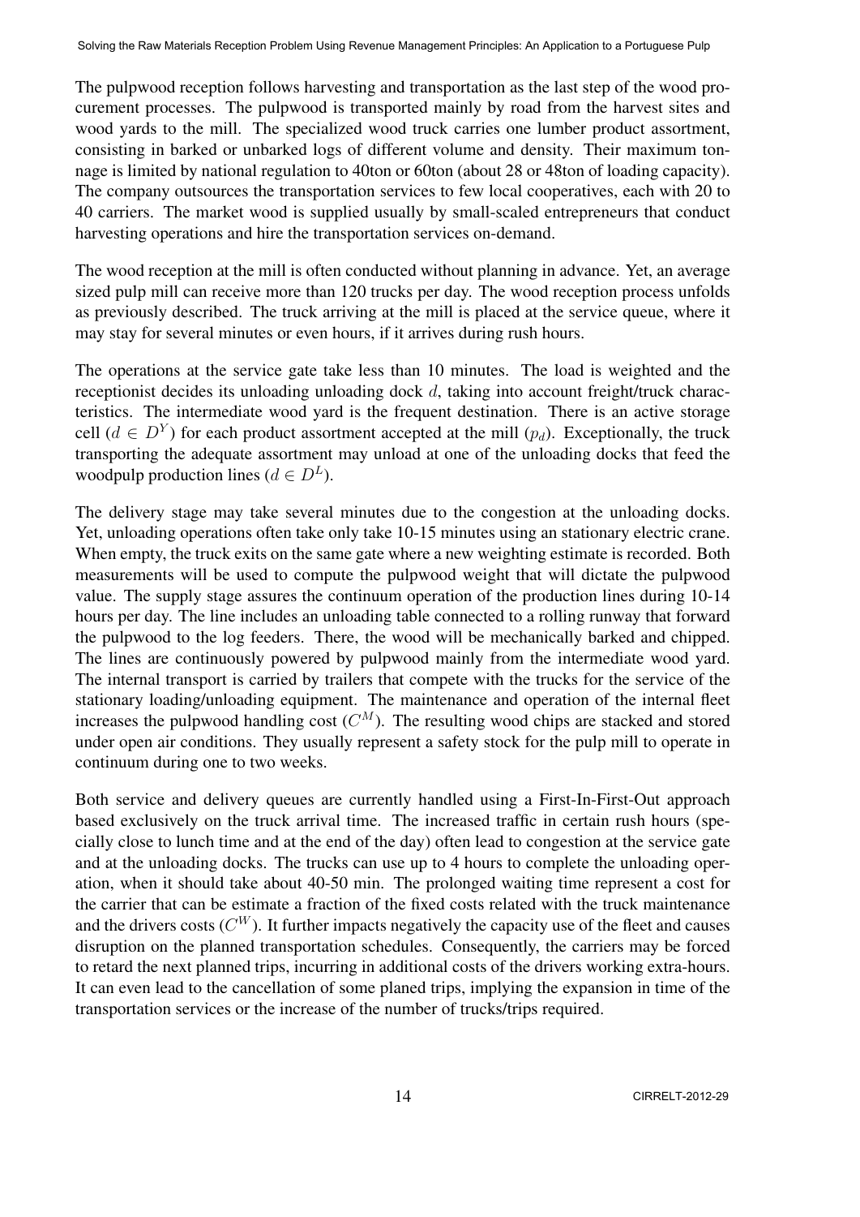The pulpwood reception follows harvesting and transportation as the last step of the wood procurement processes. The pulpwood is transported mainly by road from the harvest sites and wood yards to the mill. The specialized wood truck carries one lumber product assortment, consisting in barked or unbarked logs of different volume and density. Their maximum tonnage is limited by national regulation to 40ton or 60ton (about 28 or 48ton of loading capacity). The company outsources the transportation services to few local cooperatives, each with 20 to 40 carriers. The market wood is supplied usually by small-scaled entrepreneurs that conduct harvesting operations and hire the transportation services on-demand.

The wood reception at the mill is often conducted without planning in advance. Yet, an average sized pulp mill can receive more than 120 trucks per day. The wood reception process unfolds as previously described. The truck arriving at the mill is placed at the service queue, where it may stay for several minutes or even hours, if it arrives during rush hours.

The operations at the service gate take less than 10 minutes. The load is weighted and the receptionist decides its unloading unloading dock $d$, taking into account freight/truck characteristics. The intermediate wood yard is the frequent destination. There is an active storage cell ($d \in D^Y$) for each product assortment accepted at the mill ($p_d$). Exceptionally, the truck transporting the adequate assortment may unload at one of the unloading docks that feed the woodpulp production lines ($d \in D^L$).

The delivery stage may take several minutes due to the congestion at the unloading docks. Yet, unloading operations often take only take 10-15 minutes using an stationary electric crane. When empty, the truck exits on the same gate where a new weighting estimate is recorded. Both measurements will be used to compute the pulpwood weight that will dictate the pulpwood value. The supply stage assures the continuum operation of the production lines during 10-14 hours per day. The line includes an unloading table connected to a rolling runway that forward the pulpwood to the log feeders. There, the wood will be mechanically barked and chipped. The lines are continuously powered by pulpwood mainly from the intermediate wood yard. The internal transport is carried by trailers that compete with the trucks for the service of the stationary loading/unloading equipment. The maintenance and operation of the internal fleet increases the pulpwood handling cost ($C^M$). The resulting wood chips are stacked and stored under open air conditions. They usually represent a safety stock for the pulp mill to operate in continuum during one to two weeks.

Both service and delivery queues are currently handled using a First-In-First-Out approach based exclusively on the truck arrival time. The increased traffic in certain rush hours (specially close to lunch time and at the end of the day) often lead to congestion at the service gate and at the unloading docks. The trucks can use up to 4 hours to complete the unloading operation, when it should take about 40-50 min. The prolonged waiting time represent a cost for the carrier that can be estimate a fraction of the fixed costs related with the truck maintenance and the drivers costs ($C^W$). It further impacts negatively the capacity use of the fleet and causes disruption on the planned transportation schedules. Consequently, the carriers may be forced to retard the next planned trips, incurring in additional costs of the drivers working extra-hours. It can even lead to the cancellation of some planed trips, implying the expansion in time of the transportation services or the increase of the number of trucks/trips required.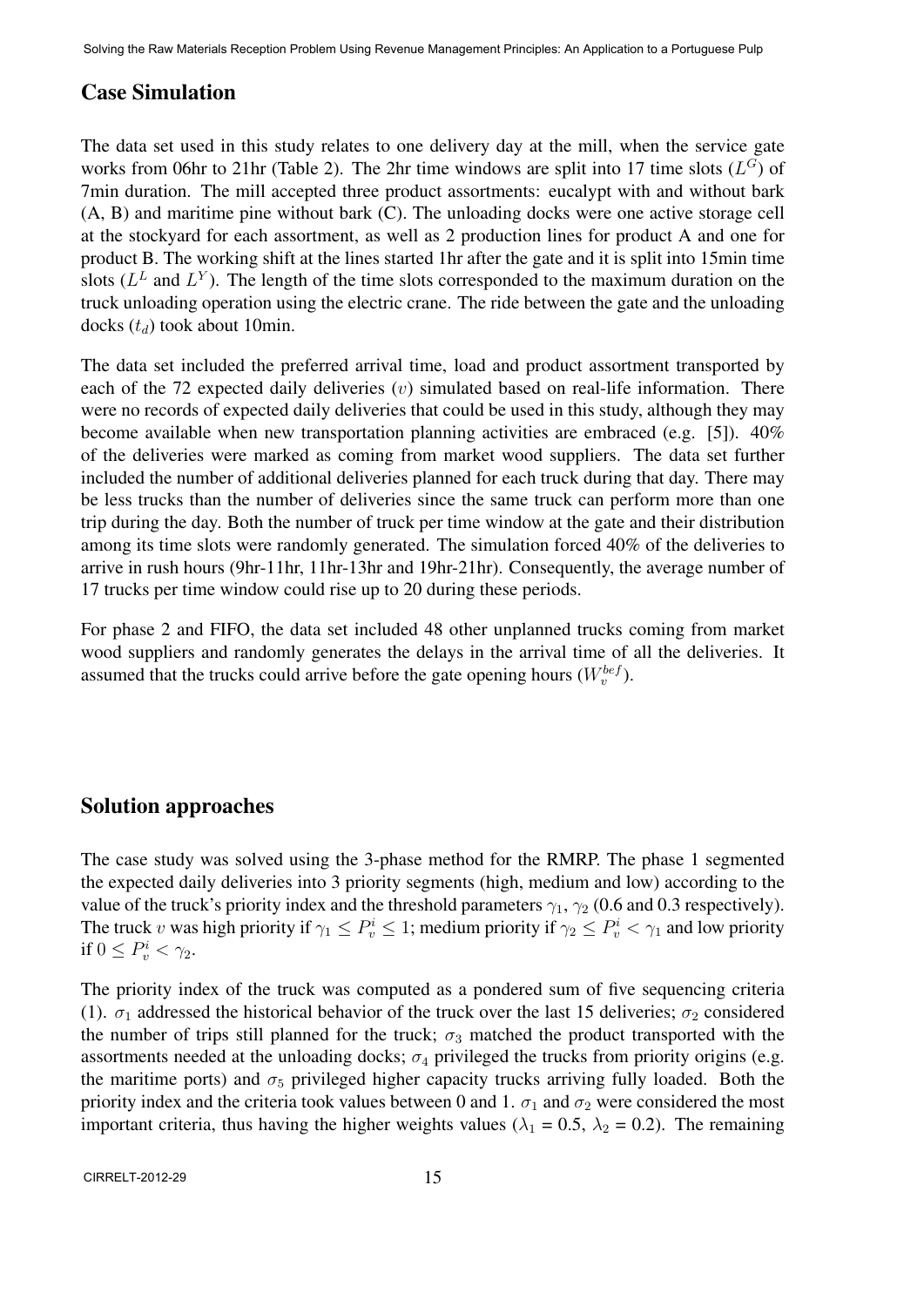## Case Simulation

The data set used in this study relates to one delivery day at the mill, when the service gate works from 06hr to 21hr (Table 2). The 2hr time windows are split into 17 time slots ($L^G$) of 7min duration. The mill accepted three product assortments: eucalypt with and without bark (A, B) and maritime pine without bark (C). The unloading docks were one active storage cell at the stockyard for each assortment, as well as 2 production lines for product A and one for product B. The working shift at the lines started 1hr after the gate and it is split into 15min time slots ($L^L$ and $L^Y$). The length of the time slots corresponded to the maximum duration on the truck unloading operation using the electric crane. The ride between the gate and the unloading docks ($t_d$) took about 10min.

The data set included the preferred arrival time, load and product assortment transported by each of the 72 expected daily deliveries ($v$) simulated based on real-life information. There were no records of expected daily deliveries that could be used in this study, although they may become available when new transportation planning activities are embraced (e.g. [5]). 40% of the deliveries were marked as coming from market wood suppliers. The data set further included the number of additional deliveries planned for each truck during that day. There may be less trucks than the number of deliveries since the same truck can perform more than one trip during the day. Both the number of truck per time window at the gate and their distribution among its time slots were randomly generated. The simulation forced 40% of the deliveries to arrive in rush hours (9hr-11hr, 11hr-13hr and 19hr-21hr). Consequently, the average number of 17 trucks per time window could rise up to 20 during these periods.

For phase 2 and FIFO, the data set included 48 other unplanned trucks coming from market wood suppliers and randomly generates the delays in the arrival time of all the deliveries. It assumed that the trucks could arrive before the gate opening hours ($W_v^{bef}$).

## Solution approaches

The case study was solved using the 3-phase method for the RMRP. The phase 1 segmented the expected daily deliveries into 3 priority segments (high, medium and low) according to the value of the truck's priority index and the threshold parameters $\gamma_1$, $\gamma_2$ (0.6 and 0.3 respectively). The truck $v$ was high priority if $\gamma_1 \leq P_v^i \leq 1$; medium priority if $\gamma_2 \leq P_v^i < \gamma_1$ and low priority if $0 \leq P_v^i < \gamma_2$.

The priority index of the truck was computed as a pondered sum of five sequencing criteria (1). $\sigma_1$ addressed the historical behavior of the truck over the last 15 deliveries; $\sigma_2$ considered the number of trips still planned for the truck; $\sigma_3$ matched the product transported with the assortments needed at the unloading docks; $\sigma_4$ privileged the trucks from priority origins (e.g. the maritime ports) and $\sigma_5$ privileged higher capacity trucks arriving fully loaded. Both the priority index and the criteria took values between 0 and 1. $\sigma_1$ and $\sigma_2$ were considered the most important criteria, thus having the higher weights values ($\lambda_1$ = 0.5, $\lambda_2$ = 0.2). The remaining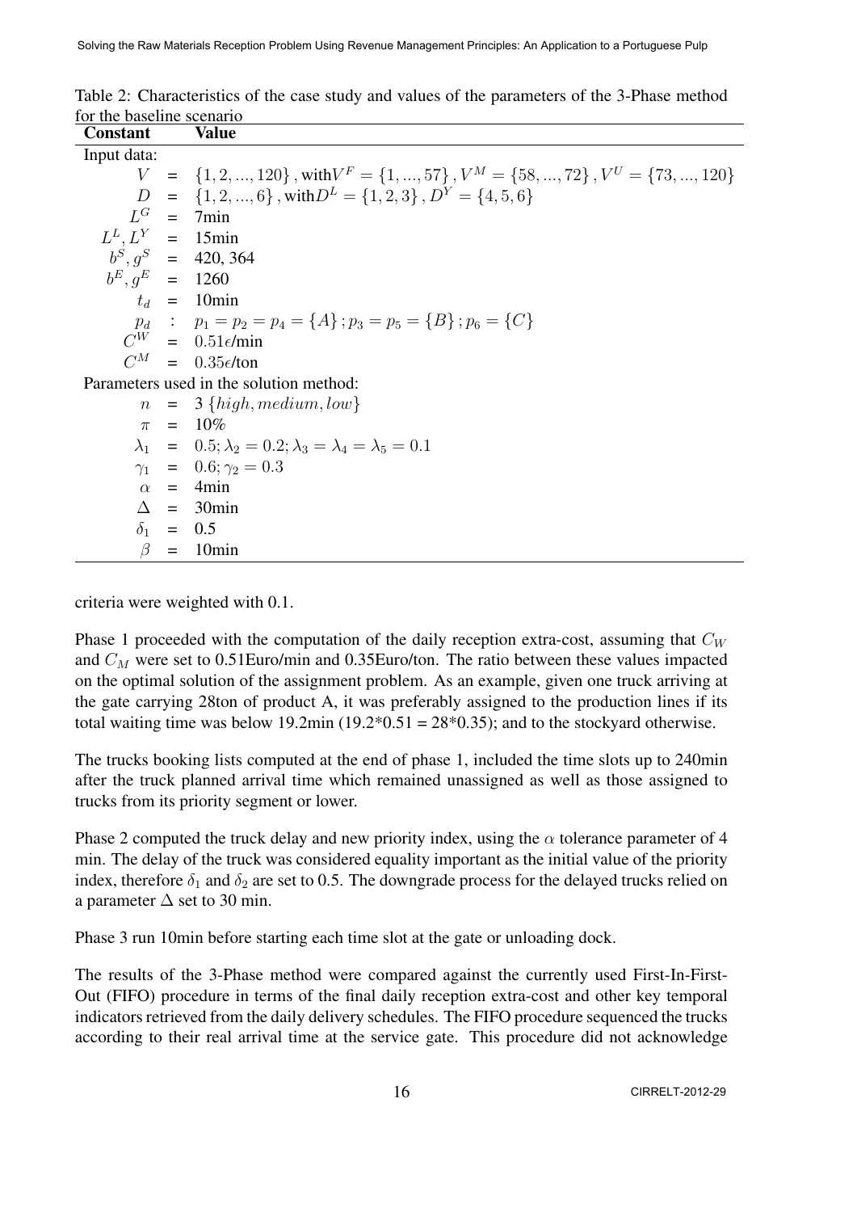Table 2: Characteristics of the case study and values of the parameters of the 3-Phase method for the baseline scenario

| Constant | | Value |
|---|---|---|
| Input data: | | |
| $V$ | = | $\{1, 2, ..., 120\}$, with $V^F = \{1, ..., 57\}, V^M = \{58, ..., 72\}, V^U = \{73, ..., 120\}$ |
| $D$ | = | $\{1, 2, ..., 6\}$, with $D^L = \{1, 2, 3\}, D^Y = \{4, 5, 6\}$ |
| $L^G$ | = | 7min |
| $L^L, L^Y$ | = | 15min |
| $b^S, g^S$ | = | 420, 364 |
| $b^E, g^E$ | = | 1260 |
| $t_d$ | = | 10min |
| $p_d$ | : | $p_1 = p_2 = p_4 = \{A\}; p_3 = p_5 = \{B\}; p_6 = \{C\}$ |
| $C^W$ | = | 0.51€/min |
| $C^M$ | = | 0.35€/ton |
| Parameters used in the solution method: | | |
| $n$ | = | 3 $\{high, medium, low\}$ |
| $\pi$ | = | 10% |
| $\lambda_1$ | = | $0.5; \lambda_2 = 0.2; \lambda_3 = \lambda_4 = \lambda_5 = 0.1$ |
| $\gamma_1$ | = | $0.6; \gamma_2 = 0.3$ |
| $\alpha$ | = | 4min |
| $\Delta$ | = | 30min |
| $\delta_1$ | = | 0.5 |
| $\beta$ | = | 10min |

criteria were weighted with 0.1.

Phase 1 proceeded with the computation of the daily reception extra-cost, assuming that $C_W$ and $C_M$ were set to 0.51Euro/min and 0.35Euro/ton. The ratio between these values impacted on the optimal solution of the assignment problem. As an example, given one truck arriving at the gate carrying 28ton of product A, it was preferably assigned to the production lines if its total waiting time was below 19.2min (19.2*0.51 = 28*0.35); and to the stockyard otherwise.

The trucks booking lists computed at the end of phase 1, included the time slots up to 240min after the truck planned arrival time which remained unassigned as well as those assigned to trucks from its priority segment or lower.

Phase 2 computed the truck delay and new priority index, using the $\alpha$ tolerance parameter of 4 min. The delay of the truck was considered equality important as the initial value of the priority index, therefore $\delta_1$ and $\delta_2$ are set to 0.5. The downgrade process for the delayed trucks relied on a parameter $\Delta$ set to 30 min.

Phase 3 run 10min before starting each time slot at the gate or unloading dock.

The results of the 3-Phase method were compared against the currently used First-In-First-Out (FIFO) procedure in terms of the final daily reception extra-cost and other key temporal indicators retrieved from the daily delivery schedules. The FIFO procedure sequenced the trucks according to their real arrival time at the service gate. This procedure did not acknowledge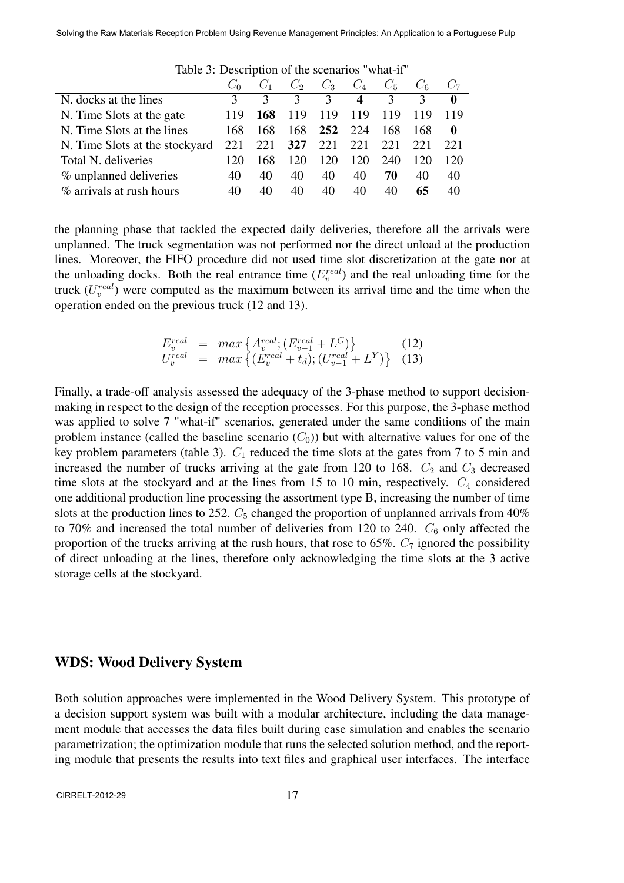Table 3: Description of the scenarios "what-if"

| | $C_0$ | $C_1$ | $C_2$ | $C_3$ | $C_4$ | $C_5$ | $C_6$ | $C_7$ |
|---|---|---|---|---|---|---|---|---|
| N. docks at the lines | 3 | 3 | 3 | 3 | **4** | 3 | 3 | **0** |
| N. Time Slots at the gate | 119 | **168** | 119 | 119 | 119 | 119 | 119 | 119 |
| N. Time Slots at the lines | 168 | 168 | 168 | **252** | 224 | 168 | 168 | **0** |
| N. Time Slots at the stockyard | 221 | 221 | **327** | 221 | 221 | 221 | 221 | 221 |
| Total N. deliveries | 120 | 168 | 120 | 120 | 120 | 240 | 120 | 120 |
| % unplanned deliveries | 40 | 40 | 40 | 40 | 40 | **70** | 40 | 40 |
| % arrivals at rush hours | 40 | 40 | 40 | 40 | 40 | 40 | **65** | 40 |

the planning phase that tackled the expected daily deliveries, therefore all the arrivals were unplanned. The truck segmentation was not performed nor the direct unload at the production lines. Moreover, the FIFO procedure did not used time slot discretization at the gate nor at the unloading docks. Both the real entrance time ($E_v^{real}$) and the real unloading time for the truck ($U_v^{real}$) were computed as the maximum between its arrival time and the time when the operation ended on the previous truck (12 and 13).

$$E_v^{real} = max\left\{A_v^{real}; (E_{v-1}^{real} + L^G)\right\} \quad (12)$$

$$U_v^{real} = max\left\{(E_v^{real} + t_d); (U_{v-1}^{real} + L^Y)\right\} \quad (13)$$

Finally, a trade-off analysis assessed the adequacy of the 3-phase method to support decision-making in respect to the design of the reception processes. For this purpose, the 3-phase method was applied to solve 7 "what-if" scenarios, generated under the same conditions of the main problem instance (called the baseline scenario ($C_0$)) but with alternative values for one of the key problem parameters (table 3). $C_1$ reduced the time slots at the gates from 7 to 5 min and increased the number of trucks arriving at the gate from 120 to 168. $C_2$ and $C_3$ decreased time slots at the stockyard and at the lines from 15 to 10 min, respectively. $C_4$ considered one additional production line processing the assortment type B, increasing the number of time slots at the production lines to 252. $C_5$ changed the proportion of unplanned arrivals from 40% to 70% and increased the total number of deliveries from 120 to 240. $C_6$ only affected the proportion of the trucks arriving at the rush hours, that rose to 65%. $C_7$ ignored the possibility of direct unloading at the lines, therefore only acknowledging the time slots at the 3 active storage cells at the stockyard.

## WDS: Wood Delivery System

Both solution approaches were implemented in the Wood Delivery System. This prototype of a decision support system was built with a modular architecture, including the data management module that accesses the data files built during case simulation and enables the scenario parametrization; the optimization module that runs the selected solution method, and the reporting module that presents the results into text files and graphical user interfaces. The interface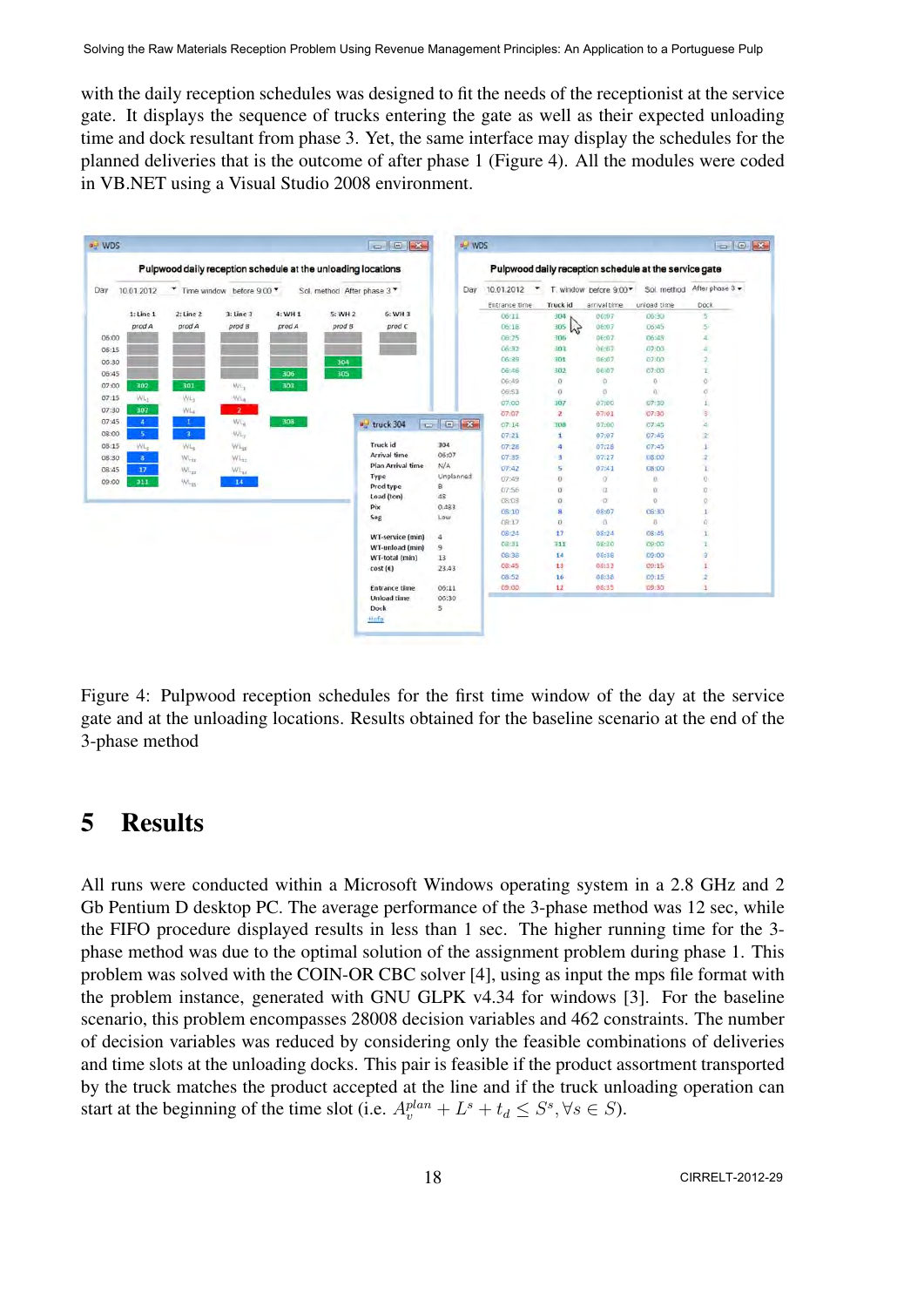with the daily reception schedules was designed to fit the needs of the receptionist at the service gate. It displays the sequence of trucks entering the gate as well as their expected unloading time and dock resultant from phase 3. Yet, the same interface may display the schedules for the planned deliveries that is the outcome of after phase 1 (Figure 4). All the modules were coded in VB.NET using a Visual Studio 2008 environment.

Figure 4: Pulpwood reception schedules for the first time window of the day at the service gate and at the unloading locations. Results obtained for the baseline scenario at the end of the 3-phase method

# 5 Results

All runs were conducted within a Microsoft Windows operating system in a 2.8 GHz and 2 Gb Pentium D desktop PC. The average performance of the 3-phase method was 12 sec, while the FIFO procedure displayed results in less than 1 sec. The higher running time for the 3-phase method was due to the optimal solution of the assignment problem during phase 1. This problem was solved with the COIN-OR CBC solver [4], using as input the mps file format with the problem instance, generated with GNU GLPK v4.34 for windows [3]. For the baseline scenario, this problem encompasses 28008 decision variables and 462 constraints. The number of decision variables was reduced by considering only the feasible combinations of deliveries and time slots at the unloading docks. This pair is feasible if the product assortment transported by the truck matches the product accepted at the line and if the truck unloading operation can start at the beginning of the time slot (i.e. $A_v^{plan} + L^s + t_d \leq S^s, \forall s \in S$).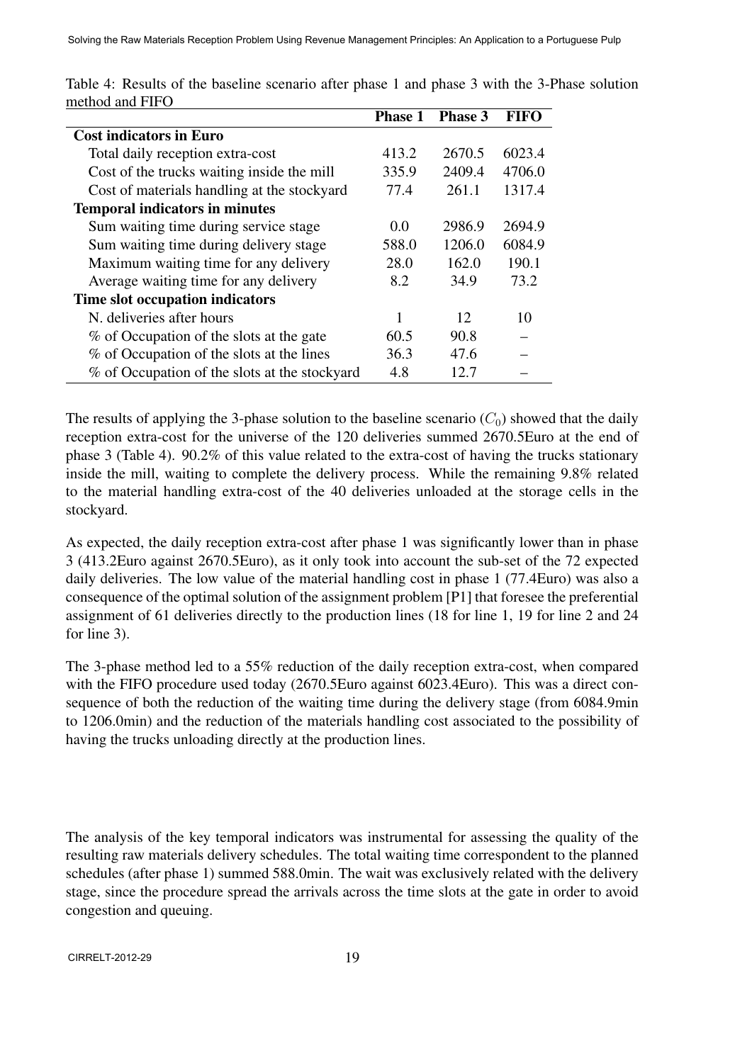Table 4: Results of the baseline scenario after phase 1 and phase 3 with the 3-Phase solution method and FIFO

| | **Phase 1** | **Phase 3** | **FIFO** |
|---|---|---|---|
| **Cost indicators in Euro** | | | |
| Total daily reception extra-cost | 413.2 | 2670.5 | 6023.4 |
| Cost of the trucks waiting inside the mill | 335.9 | 2409.4 | 4706.0 |
| Cost of materials handling at the stockyard | 77.4 | 261.1 | 1317.4 |
| **Temporal indicators in minutes** | | | |
| Sum waiting time during service stage | 0.0 | 2986.9 | 2694.9 |
| Sum waiting time during delivery stage | 588.0 | 1206.0 | 6084.9 |
| Maximum waiting time for any delivery | 28.0 | 162.0 | 190.1 |
| Average waiting time for any delivery | 8.2 | 34.9 | 73.2 |
| **Time slot occupation indicators** | | | |
| N. deliveries after hours | 1 | 12 | 10 |
| % of Occupation of the slots at the gate | 60.5 | 90.8 | – |
| % of Occupation of the slots at the lines | 36.3 | 47.6 | – |
| % of Occupation of the slots at the stockyard | 4.8 | 12.7 | – |

The results of applying the 3-phase solution to the baseline scenario ($C_0$) showed that the daily reception extra-cost for the universe of the 120 deliveries summed 2670.5Euro at the end of phase 3 (Table 4). 90.2% of this value related to the extra-cost of having the trucks stationary inside the mill, waiting to complete the delivery process. While the remaining 9.8% related to the material handling extra-cost of the 40 deliveries unloaded at the storage cells in the stockyard.

As expected, the daily reception extra-cost after phase 1 was significantly lower than in phase 3 (413.2Euro against 2670.5Euro), as it only took into account the sub-set of the 72 expected daily deliveries. The low value of the material handling cost in phase 1 (77.4Euro) was also a consequence of the optimal solution of the assignment problem [P1] that foresee the preferential assignment of 61 deliveries directly to the production lines (18 for line 1, 19 for line 2 and 24 for line 3).

The 3-phase method led to a 55% reduction of the daily reception extra-cost, when compared with the FIFO procedure used today (2670.5Euro against 6023.4Euro). This was a direct consequence of both the reduction of the waiting time during the delivery stage (from 6084.9min to 1206.0min) and the reduction of the materials handling cost associated to the possibility of having the trucks unloading directly at the production lines.

The analysis of the key temporal indicators was instrumental for assessing the quality of the resulting raw materials delivery schedules. The total waiting time correspondent to the planned schedules (after phase 1) summed 588.0min. The wait was exclusively related with the delivery stage, since the procedure spread the arrivals across the time slots at the gate in order to avoid congestion and queuing.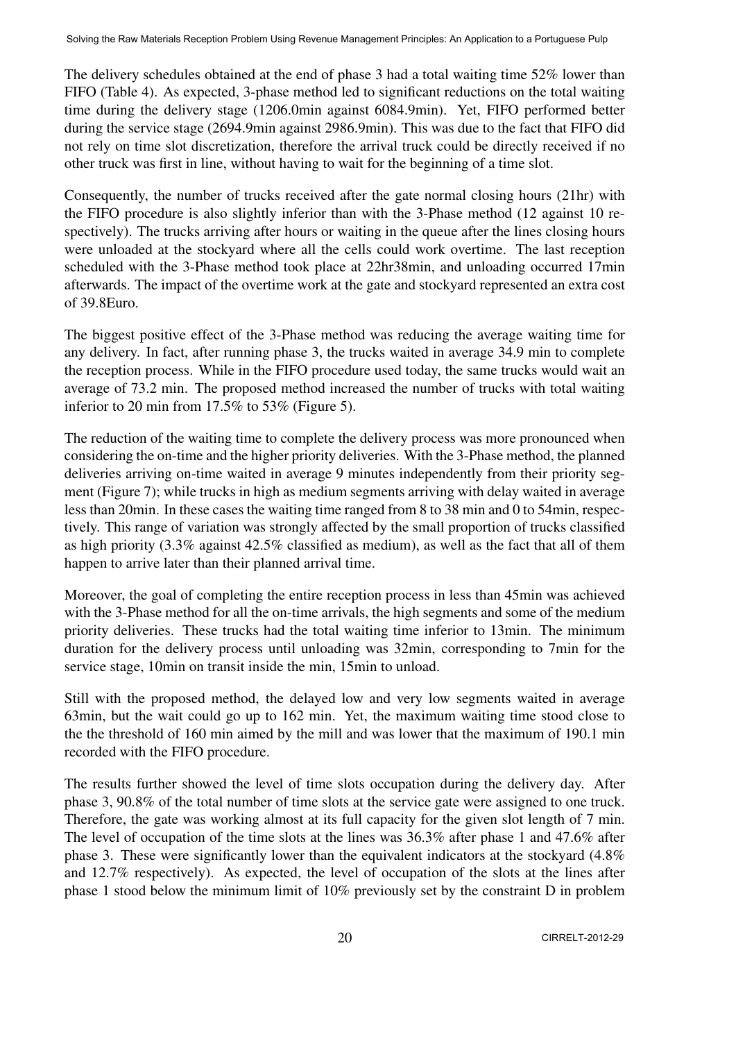The delivery schedules obtained at the end of phase 3 had a total waiting time 52% lower than FIFO (Table 4). As expected, 3-phase method led to significant reductions on the total waiting time during the delivery stage (1206.0min against 6084.9min). Yet, FIFO performed better during the service stage (2694.9min against 2986.9min). This was due to the fact that FIFO did not rely on time slot discretization, therefore the arrival truck could be directly received if no other truck was first in line, without having to wait for the beginning of a time slot.

Consequently, the number of trucks received after the gate normal closing hours (21hr) with the FIFO procedure is also slightly inferior than with the 3-Phase method (12 against 10 respectively). The trucks arriving after hours or waiting in the queue after the lines closing hours were unloaded at the stockyard where all the cells could work overtime. The last reception scheduled with the 3-Phase method took place at 22hr38min, and unloading occurred 17min afterwards. The impact of the overtime work at the gate and stockyard represented an extra cost of 39.8Euro.

The biggest positive effect of the 3-Phase method was reducing the average waiting time for any delivery. In fact, after running phase 3, the trucks waited in average 34.9 min to complete the reception process. While in the FIFO procedure used today, the same trucks would wait an average of 73.2 min. The proposed method increased the number of trucks with total waiting inferior to 20 min from 17.5% to 53% (Figure 5).

The reduction of the waiting time to complete the delivery process was more pronounced when considering the on-time and the higher priority deliveries. With the 3-Phase method, the planned deliveries arriving on-time waited in average 9 minutes independently from their priority segment (Figure 7); while trucks in high as medium segments arriving with delay waited in average less than 20min. In these cases the waiting time ranged from 8 to 38 min and 0 to 54min, respectively. This range of variation was strongly affected by the small proportion of trucks classified as high priority (3.3% against 42.5% classified as medium), as well as the fact that all of them happen to arrive later than their planned arrival time.

Moreover, the goal of completing the entire reception process in less than 45min was achieved with the 3-Phase method for all the on-time arrivals, the high segments and some of the medium priority deliveries. These trucks had the total waiting time inferior to 13min. The minimum duration for the delivery process until unloading was 32min, corresponding to 7min for the service stage, 10min on transit inside the min, 15min to unload.

Still with the proposed method, the delayed low and very low segments waited in average 63min, but the wait could go up to 162 min. Yet, the maximum waiting time stood close to the the threshold of 160 min aimed by the mill and was lower that the maximum of 190.1 min recorded with the FIFO procedure.

The results further showed the level of time slots occupation during the delivery day. After phase 3, 90.8% of the total number of time slots at the service gate were assigned to one truck. Therefore, the gate was working almost at its full capacity for the given slot length of 7 min. The level of occupation of the time slots at the lines was 36.3% after phase 1 and 47.6% after phase 3. These were significantly lower than the equivalent indicators at the stockyard (4.8% and 12.7% respectively). As expected, the level of occupation of the slots at the lines after phase 1 stood below the minimum limit of 10% previously set by the constraint D in problem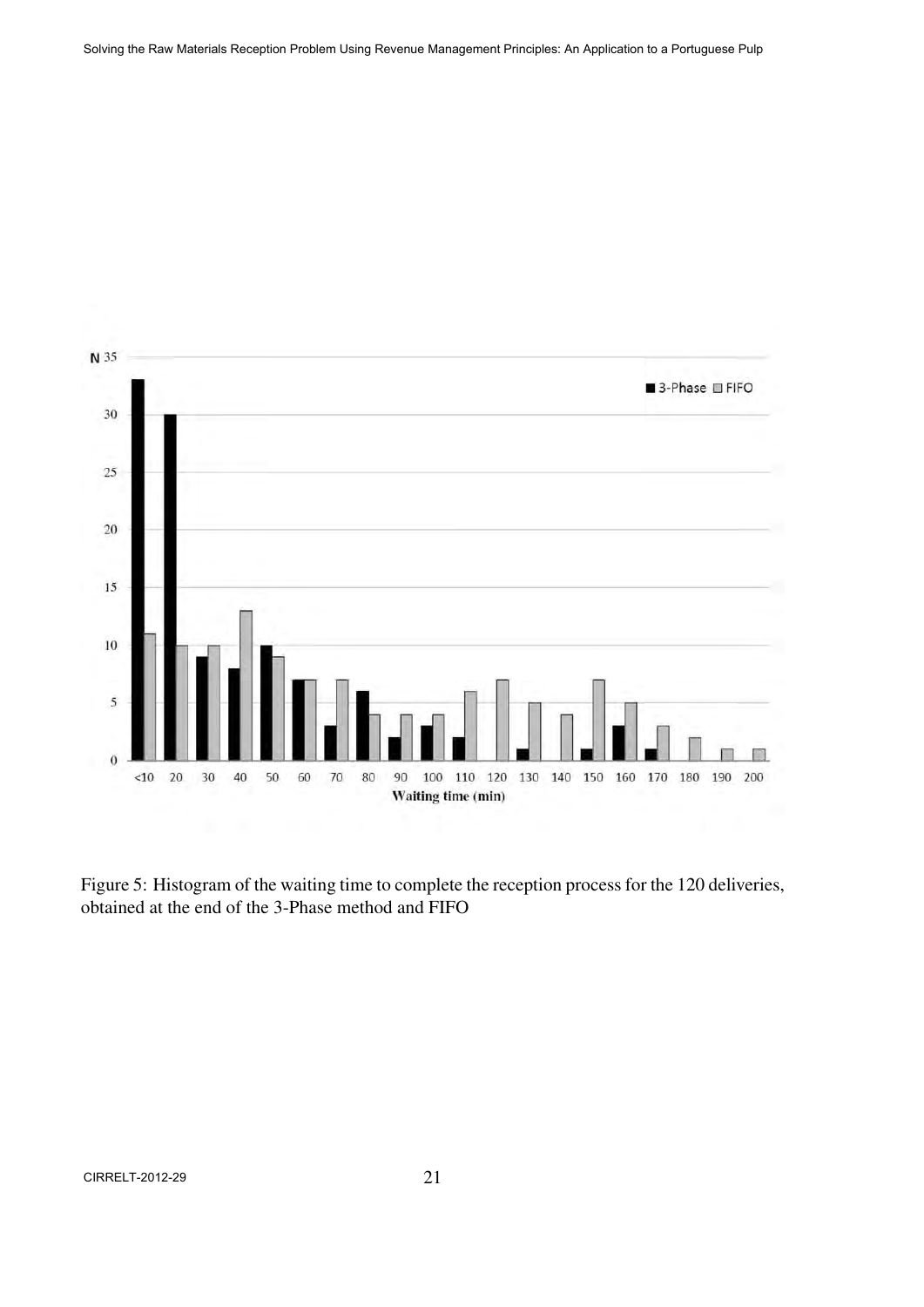Figure 5: Histogram of the waiting time to complete the reception process for the 120 deliveries, obtained at the end of the 3-Phase method and FIFO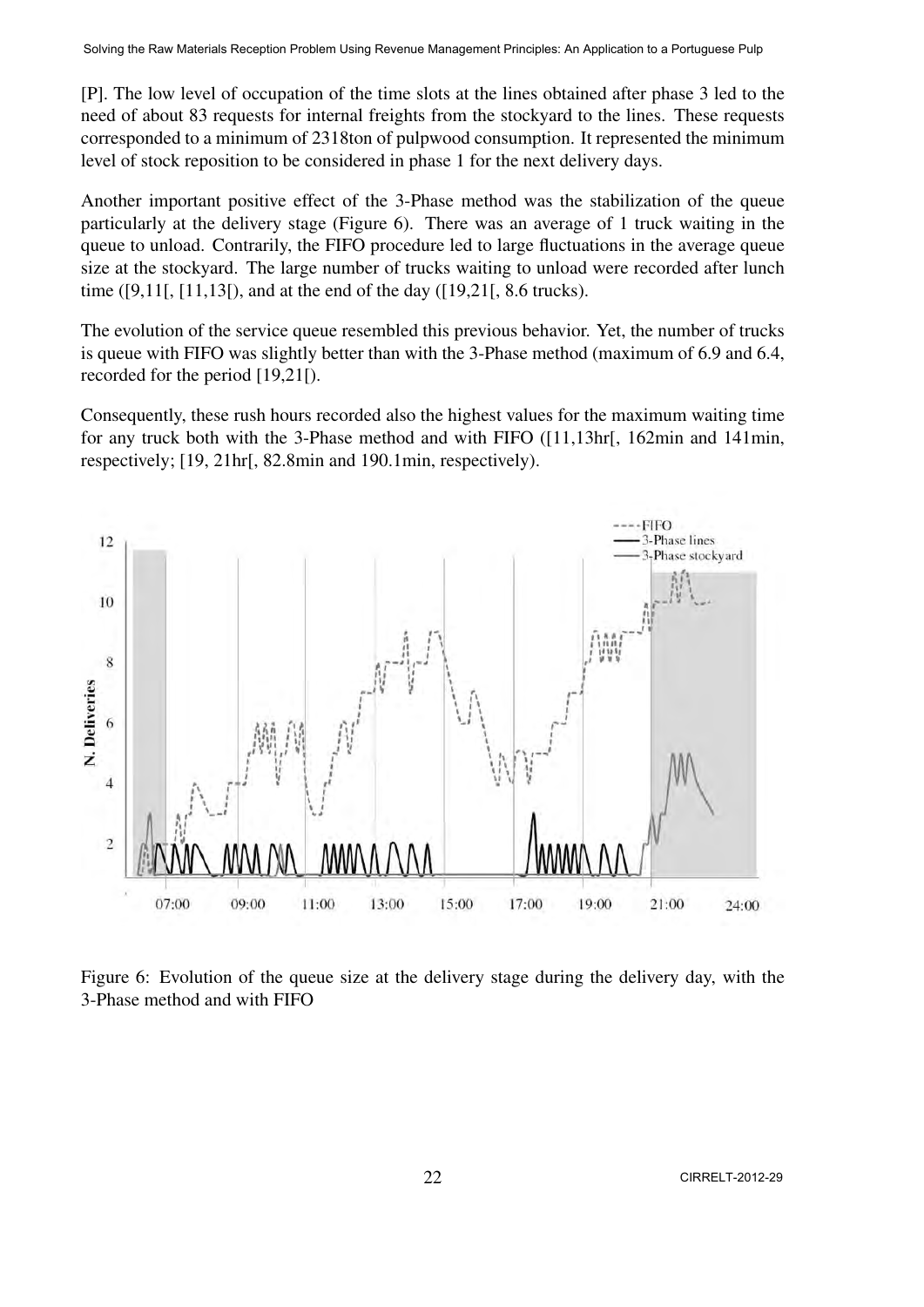[P]. The low level of occupation of the time slots at the lines obtained after phase 3 led to the need of about 83 requests for internal freights from the stockyard to the lines. These requests corresponded to a minimum of 2318ton of pulpwood consumption. It represented the minimum level of stock reposition to be considered in phase 1 for the next delivery days.

Another important positive effect of the 3-Phase method was the stabilization of the queue particularly at the delivery stage (Figure 6). There was an average of 1 truck waiting in the queue to unload. Contrarily, the FIFO procedure led to large fluctuations in the average queue size at the stockyard. The large number of trucks waiting to unload were recorded after lunch time ([9,11[, [11,13[), and at the end of the day ([19,21[, 8.6 trucks).

The evolution of the service queue resembled this previous behavior. Yet, the number of trucks is queue with FIFO was slightly better than with the 3-Phase method (maximum of 6.9 and 6.4, recorded for the period [19,21[).

Consequently, these rush hours recorded also the highest values for the maximum waiting time for any truck both with the 3-Phase method and with FIFO ([11,13hr[, 162min and 141min, respectively; [19, 21hr[, 82.8min and 190.1min, respectively).

Figure 6: Evolution of the queue size at the delivery stage during the delivery day, with the 3-Phase method and with FIFO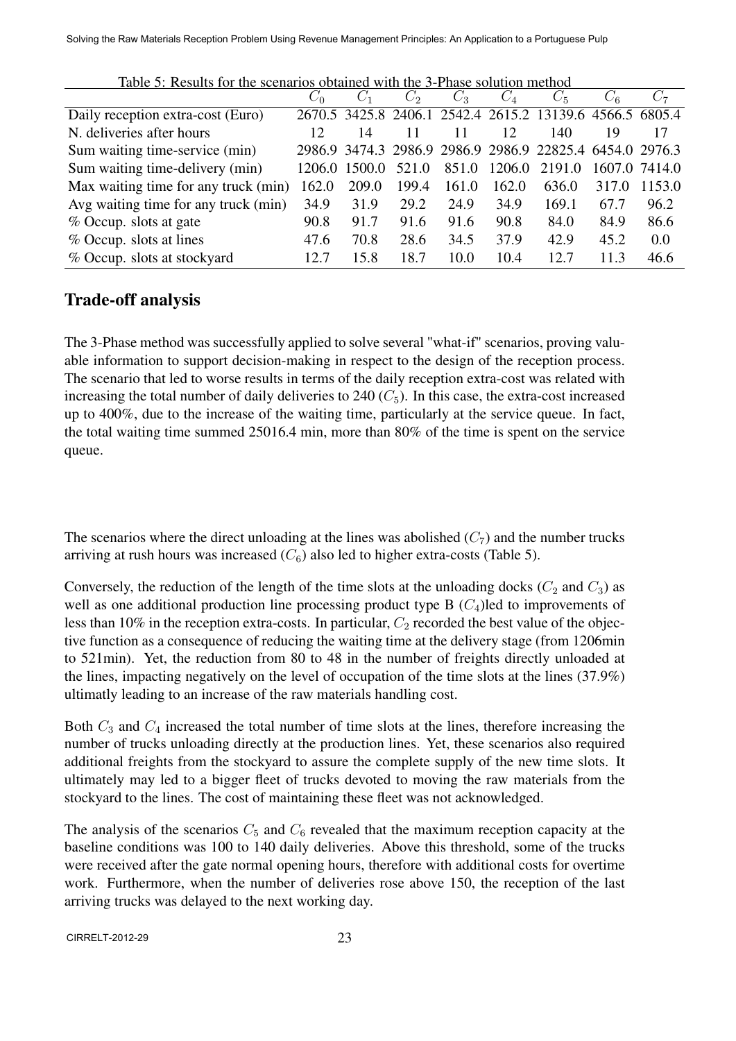Table 5: Results for the scenarios obtained with the 3-Phase solution method

| | $C_0$ | $C_1$ | $C_2$ | $C_3$ | $C_4$ | $C_5$ | $C_6$ | $C_7$ |
|---|---|---|---|---|---|---|---|---|
| Daily reception extra-cost (Euro) | 2670.5 | 3425.8 | 2406.1 | 2542.4 | 2615.2 | 13139.6 | 4566.5 | 6805.4 |
| N. deliveries after hours | 12 | 14 | 11 | 11 | 12 | 140 | 19 | 17 |
| Sum waiting time-service (min) | 2986.9 | 3474.3 | 2986.9 | 2986.9 | 2986.9 | 22825.4 | 6454.0 | 2976.3 |
| Sum waiting time-delivery (min) | 1206.0 | 1500.0 | 521.0 | 851.0 | 1206.0 | 2191.0 | 1607.0 | 7414.0 |
| Max waiting time for any truck (min) | 162.0 | 209.0 | 199.4 | 161.0 | 162.0 | 636.0 | 317.0 | 1153.0 |
| Avg waiting time for any truck (min) | 34.9 | 31.9 | 29.2 | 24.9 | 34.9 | 169.1 | 67.7 | 96.2 |
| % Occup. slots at gate | 90.8 | 91.7 | 91.6 | 91.6 | 90.8 | 84.0 | 84.9 | 86.6 |
| % Occup. slots at lines | 47.6 | 70.8 | 28.6 | 34.5 | 37.9 | 42.9 | 45.2 | 0.0 |
| % Occup. slots at stockyard | 12.7 | 15.8 | 18.7 | 10.0 | 10.4 | 12.7 | 11.3 | 46.6 |

## Trade-off analysis

The 3-Phase method was successfully applied to solve several "what-if" scenarios, proving valuable information to support decision-making in respect to the design of the reception process. The scenario that led to worse results in terms of the daily reception extra-cost was related with increasing the total number of daily deliveries to 240 ($C_5$). In this case, the extra-cost increased up to 400%, due to the increase of the waiting time, particularly at the service queue. In fact, the total waiting time summed 25016.4 min, more than 80% of the time is spent on the service queue.

The scenarios where the direct unloading at the lines was abolished ($C_7$) and the number trucks arriving at rush hours was increased ($C_6$) also led to higher extra-costs (Table 5).

Conversely, the reduction of the length of the time slots at the unloading docks ($C_2$ and $C_3$) as well as one additional production line processing product type B ($C_4$)led to improvements of less than 10% in the reception extra-costs. In particular, $C_2$ recorded the best value of the objective function as a consequence of reducing the waiting time at the delivery stage (from 1206min to 521min). Yet, the reduction from 80 to 48 in the number of freights directly unloaded at the lines, impacting negatively on the level of occupation of the time slots at the lines (37.9%) ultimatly leading to an increase of the raw materials handling cost.

Both $C_3$ and $C_4$ increased the total number of time slots at the lines, therefore increasing the number of trucks unloading directly at the production lines. Yet, these scenarios also required additional freights from the stockyard to assure the complete supply of the new time slots. It ultimately may led to a bigger fleet of trucks devoted to moving the raw materials from the stockyard to the lines. The cost of maintaining these fleet was not acknowledged.

The analysis of the scenarios $C_5$ and $C_6$ revealed that the maximum reception capacity at the baseline conditions was 100 to 140 daily deliveries. Above this threshold, some of the trucks were received after the gate normal opening hours, therefore with additional costs for overtime work. Furthermore, when the number of deliveries rose above 150, the reception of the last arriving trucks was delayed to the next working day.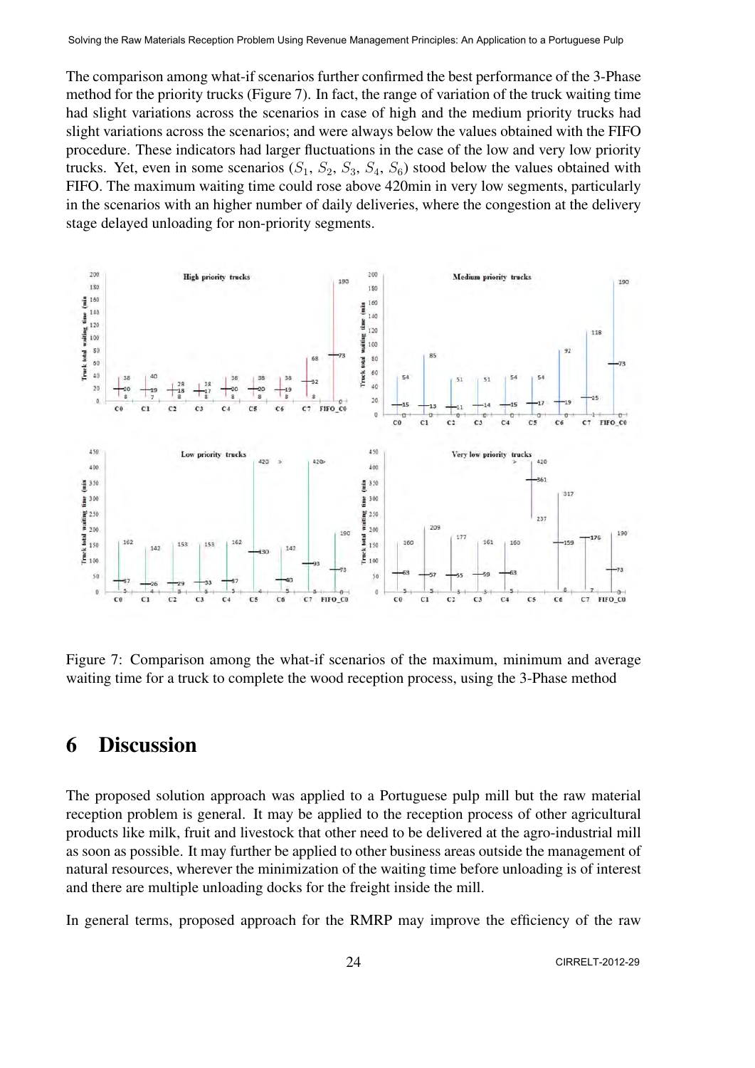The comparison among what-if scenarios further confirmed the best performance of the 3-Phase method for the priority trucks (Figure 7). In fact, the range of variation of the truck waiting time had slight variations across the scenarios in case of high and the medium priority trucks had slight variations across the scenarios; and were always below the values obtained with the FIFO procedure. These indicators had larger fluctuations in the case of the low and very low priority trucks. Yet, even in some scenarios ($S_1$, $S_2$, $S_3$, $S_4$, $S_6$) stood below the values obtained with FIFO. The maximum waiting time could rose above 420min in very low segments, particularly in the scenarios with an higher number of daily deliveries, where the congestion at the delivery stage delayed unloading for non-priority segments.

Figure 7: Comparison among the what-if scenarios of the maximum, minimum and average waiting time for a truck to complete the wood reception process, using the 3-Phase method

# 6 Discussion

The proposed solution approach was applied to a Portuguese pulp mill but the raw material reception problem is general. It may be applied to the reception process of other agricultural products like milk, fruit and livestock that other need to be delivered at the agro-industrial mill as soon as possible. It may further be applied to other business areas outside the management of natural resources, wherever the minimization of the waiting time before unloading is of interest and there are multiple unloading docks for the freight inside the mill.

In general terms, proposed approach for the RMRP may improve the efficiency of the raw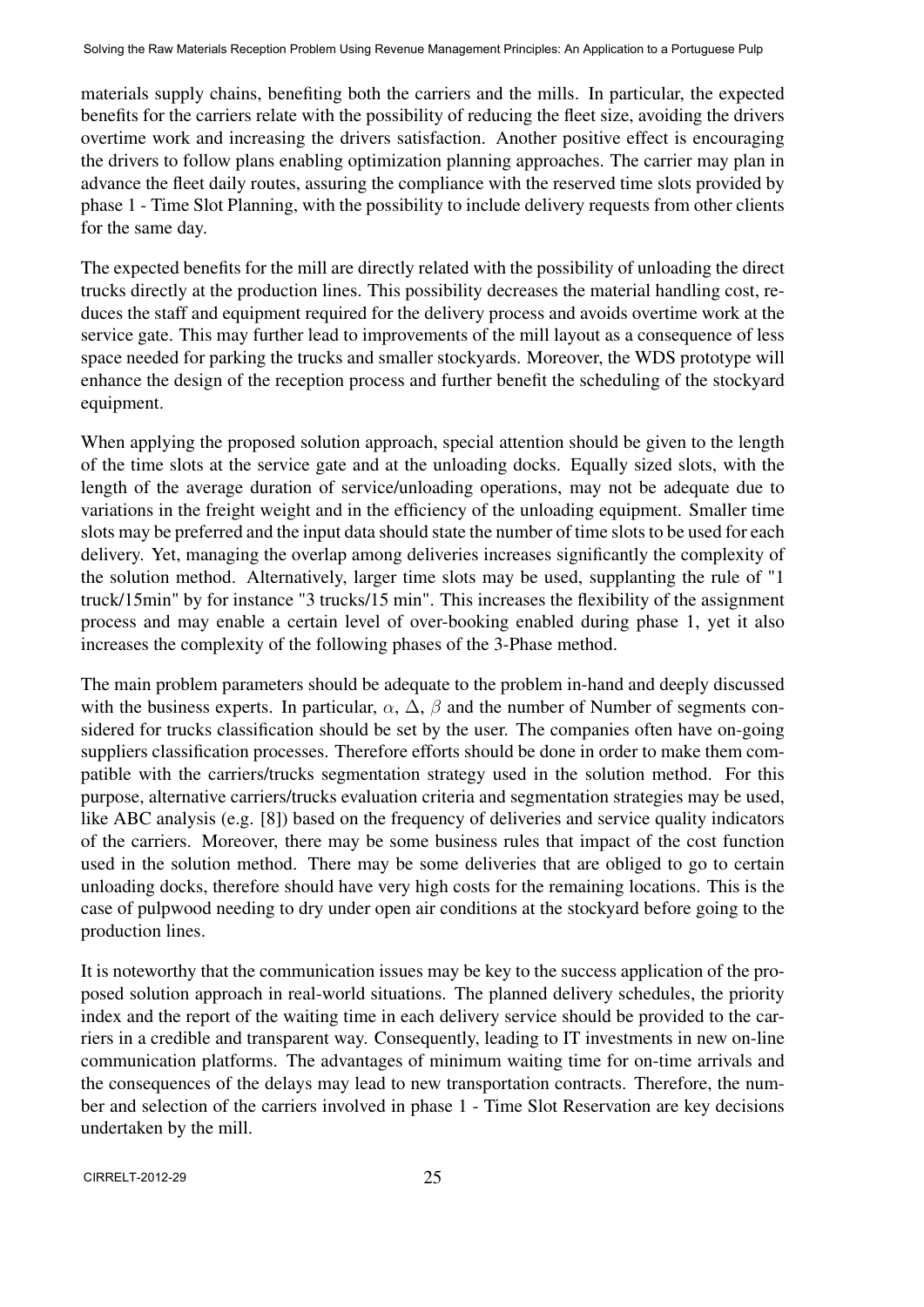materials supply chains, benefiting both the carriers and the mills. In particular, the expected benefits for the carriers relate with the possibility of reducing the fleet size, avoiding the drivers overtime work and increasing the drivers satisfaction. Another positive effect is encouraging the drivers to follow plans enabling optimization planning approaches. The carrier may plan in advance the fleet daily routes, assuring the compliance with the reserved time slots provided by phase 1 - Time Slot Planning, with the possibility to include delivery requests from other clients for the same day.

The expected benefits for the mill are directly related with the possibility of unloading the direct trucks directly at the production lines. This possibility decreases the material handling cost, reduces the staff and equipment required for the delivery process and avoids overtime work at the service gate. This may further lead to improvements of the mill layout as a consequence of less space needed for parking the trucks and smaller stockyards. Moreover, the WDS prototype will enhance the design of the reception process and further benefit the scheduling of the stockyard equipment.

When applying the proposed solution approach, special attention should be given to the length of the time slots at the service gate and at the unloading docks. Equally sized slots, with the length of the average duration of service/unloading operations, may not be adequate due to variations in the freight weight and in the efficiency of the unloading equipment. Smaller time slots may be preferred and the input data should state the number of time slots to be used for each delivery. Yet, managing the overlap among deliveries increases significantly the complexity of the solution method. Alternatively, larger time slots may be used, supplanting the rule of "1 truck/15min" by for instance "3 trucks/15 min". This increases the flexibility of the assignment process and may enable a certain level of over-booking enabled during phase 1, yet it also increases the complexity of the following phases of the 3-Phase method.

The main problem parameters should be adequate to the problem in-hand and deeply discussed with the business experts. In particular, $\alpha$, $\Delta$, $\beta$ and the number of Number of segments considered for trucks classification should be set by the user. The companies often have on-going suppliers classification processes. Therefore efforts should be done in order to make them compatible with the carriers/trucks segmentation strategy used in the solution method. For this purpose, alternative carriers/trucks evaluation criteria and segmentation strategies may be used, like ABC analysis (e.g. [8]) based on the frequency of deliveries and service quality indicators of the carriers. Moreover, there may be some business rules that impact of the cost function used in the solution method. There may be some deliveries that are obliged to go to certain unloading docks, therefore should have very high costs for the remaining locations. This is the case of pulpwood needing to dry under open air conditions at the stockyard before going to the production lines.

It is noteworthy that the communication issues may be key to the success application of the proposed solution approach in real-world situations. The planned delivery schedules, the priority index and the report of the waiting time in each delivery service should be provided to the carriers in a credible and transparent way. Consequently, leading to IT investments in new on-line communication platforms. The advantages of minimum waiting time for on-time arrivals and the consequences of the delays may lead to new transportation contracts. Therefore, the number and selection of the carriers involved in phase 1 - Time Slot Reservation are key decisions undertaken by the mill.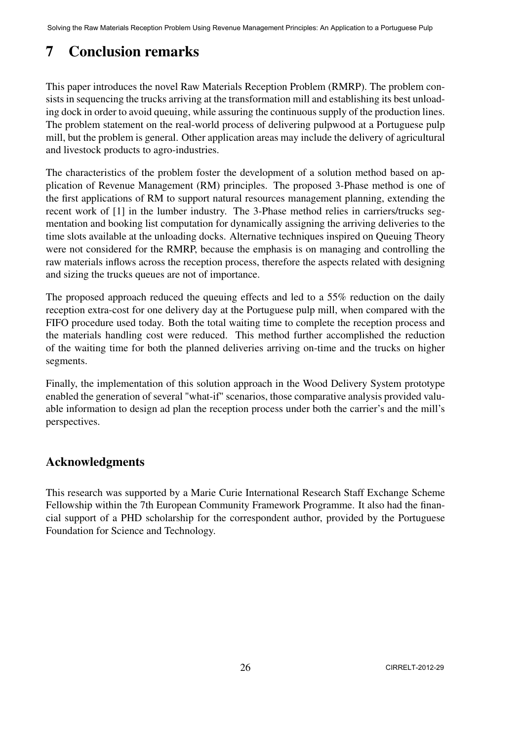# 7 Conclusion remarks

This paper introduces the novel Raw Materials Reception Problem (RMRP). The problem consists in sequencing the trucks arriving at the transformation mill and establishing its best unloading dock in order to avoid queuing, while assuring the continuous supply of the production lines. The problem statement on the real-world process of delivering pulpwood at a Portuguese pulp mill, but the problem is general. Other application areas may include the delivery of agricultural and livestock products to agro-industries.

The characteristics of the problem foster the development of a solution method based on application of Revenue Management (RM) principles. The proposed 3-Phase method is one of the first applications of RM to support natural resources management planning, extending the recent work of [1] in the lumber industry. The 3-Phase method relies in carriers/trucks segmentation and booking list computation for dynamically assigning the arriving deliveries to the time slots available at the unloading docks. Alternative techniques inspired on Queuing Theory were not considered for the RMRP, because the emphasis is on managing and controlling the raw materials inflows across the reception process, therefore the aspects related with designing and sizing the trucks queues are not of importance.

The proposed approach reduced the queuing effects and led to a 55% reduction on the daily reception extra-cost for one delivery day at the Portuguese pulp mill, when compared with the FIFO procedure used today. Both the total waiting time to complete the reception process and the materials handling cost were reduced. This method further accomplished the reduction of the waiting time for both the planned deliveries arriving on-time and the trucks on higher segments.

Finally, the implementation of this solution approach in the Wood Delivery System prototype enabled the generation of several "what-if" scenarios, those comparative analysis provided valuable information to design ad plan the reception process under both the carrier's and the mill's perspectives.

## Acknowledgments

This research was supported by a Marie Curie International Research Staff Exchange Scheme Fellowship within the 7th European Community Framework Programme. It also had the financial support of a PHD scholarship for the correspondent author, provided by the Portuguese Foundation for Science and Technology.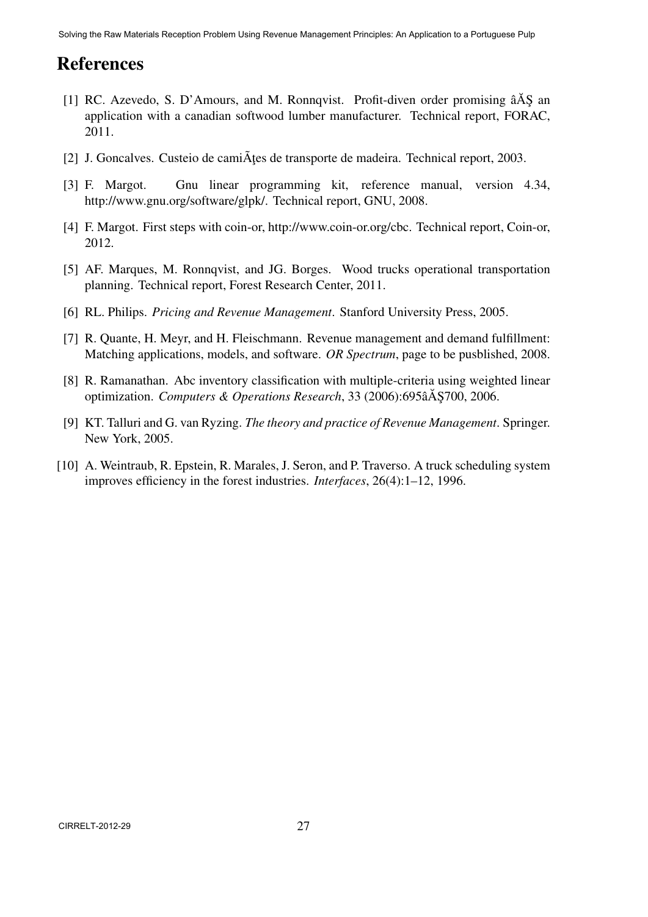# References

[1] RC. Azevedo, S. D'Amours, and M. Ronnqvist. Profit-diven order promising âĂŞ an application with a canadian softwood lumber manufacturer. Technical report, FORAC, 2011.

[2] J. Goncalves. Custeio de camiÃţes de transporte de madeira. Technical report, 2003.

[3] F. Margot. Gnu linear programming kit, reference manual, version 4.34, http://www.gnu.org/software/glpk/. Technical report, GNU, 2008.

[4] F. Margot. First steps with coin-or, http://www.coin-or.org/cbc. Technical report, Coin-or, 2012.

[5] AF. Marques, M. Ronnqvist, and JG. Borges. Wood trucks operational transportation planning. Technical report, Forest Research Center, 2011.

[6] RL. Philips. *Pricing and Revenue Management*. Stanford University Press, 2005.

[7] R. Quante, H. Meyr, and H. Fleischmann. Revenue management and demand fulfillment: Matching applications, models, and software. *OR Spectrum*, page to be pusblished, 2008.

[8] R. Ramanathan. Abc inventory classification with multiple-criteria using weighted linear optimization. *Computers & Operations Research*, 33 (2006):695âĂŞ700, 2006.

[9] KT. Talluri and G. van Ryzing. *The theory and practice of Revenue Management*. Springer. New York, 2005.

[10] A. Weintraub, R. Epstein, R. Marales, J. Seron, and P. Traverso. A truck scheduling system improves efficiency in the forest industries. *Interfaces*, 26(4):1–12, 1996.